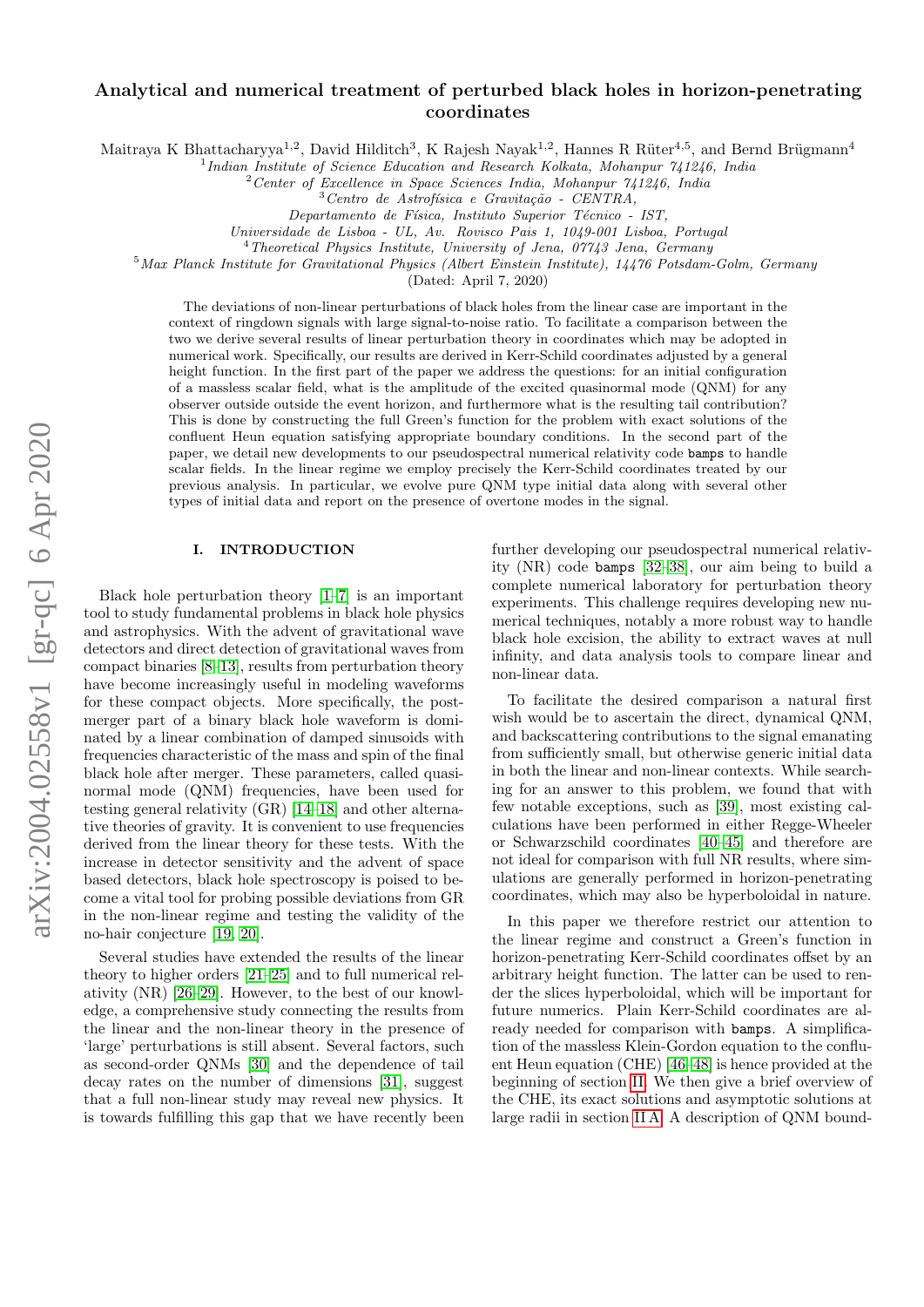# Analytical and numerical treatment of perturbed black holes in horizon-penetrating coordinates

Maitraya K Bhattacharyya[1,2], David Hilditch[3], K Rajesh Nayak[1,2], Hannes R Rüter[4,5], and Bernd Brügmann[4]

[1] Indian Institute of Science Education and Research Kolkata, Mohanpur 741246, India
[2] Center of Excellence in Space Sciences India, Mohanpur 741246, India
[3] Centro de Astrofísica e Gravitação - CENTRA, Departamento de Física, Instituto Superior Técnico - IST, Universidade de Lisboa - UL, Av. Rovisco Pais 1, 1049-001 Lisboa, Portugal
[4] Theoretical Physics Institute, University of Jena, 07743 Jena, Germany
[5] Max Planck Institute for Gravitational Physics (Albert Einstein Institute), 14476 Potsdam-Golm, Germany

(Dated: April 7, 2020)

The deviations of non-linear perturbations of black holes from the linear case are important in the context of ringdown signals with large signal-to-noise ratio. To facilitate a comparison between the two we derive several results of linear perturbation theory in coordinates which may be adopted in numerical work. Specifically, our results are derived in Kerr-Schild coordinates adjusted by a general height function. In the first part of the paper we address the questions: for an initial configuration of a massless scalar field, what is the amplitude of the excited quasinormal mode (QNM) for any observer outside outside the event horizon, and furthermore what is the resulting tail contribution? This is done by constructing the full Green's function for the problem with exact solutions of the confluent Heun equation satisfying appropriate boundary conditions. In the second part of the paper, we detail new developments to our pseudospectral numerical relativity code `bamps` to handle scalar fields. In the linear regime we employ precisely the Kerr-Schild coordinates treated by our previous analysis. In particular, we evolve pure QNM type initial data along with several other types of initial data and report on the presence of overtone modes in the signal.

## I. INTRODUCTION

Black hole perturbation theory [1–7] is an important tool to study fundamental problems in black hole physics and astrophysics. With the advent of gravitational wave detectors and direct detection of gravitational waves from compact binaries [8–13], results from perturbation theory have become increasingly useful in modeling waveforms for these compact objects. More specifically, the post-merger part of a binary black hole waveform is dominated by a linear combination of damped sinusoids with frequencies characteristic of the mass and spin of the final black hole after merger. These parameters, called quasi-normal mode (QNM) frequencies, have been used for testing general relativity (GR) [14–18] and other alternative theories of gravity. It is convenient to use frequencies derived from the linear theory for these tests. With the increase in detector sensitivity and the advent of space based detectors, black hole spectroscopy is poised to become a vital tool for probing possible deviations from GR in the non-linear regime and testing the validity of the no-hair conjecture [19, 20].

Several studies have extended the results of the linear theory to higher orders [21–25] and to full numerical relativity (NR) [26–29]. However, to the best of our knowledge, a comprehensive study connecting the results from the linear and the non-linear theory in the presence of 'large' perturbations is still absent. Several factors, such as second-order QNMs [30] and the dependence of tail decay rates on the number of dimensions [31], suggest that a full non-linear study may reveal new physics. It is towards fulfilling this gap that we have recently been further developing our pseudospectral numerical relativity (NR) code `bamps` [32–38], our aim being to build a complete numerical laboratory for perturbation theory experiments. This challenge requires developing new numerical techniques, notably a more robust way to handle black hole excision, the ability to extract waves at null infinity, and data analysis tools to compare linear and non-linear data.

To facilitate the desired comparison a natural first wish would be to ascertain the direct, dynamical QNM, and backscattering contributions to the signal emanating from sufficiently small, but otherwise generic initial data in both the linear and non-linear contexts. While searching for an answer to this problem, we found that with few notable exceptions, such as [39], most existing calculations have been performed in either Regge-Wheeler or Schwarzschild coordinates [40–45] and therefore are not ideal for comparison with full NR results, where simulations are generally performed in horizon-penetrating coordinates, which may also be hyperboloidal in nature.

In this paper we therefore restrict our attention to the linear regime and construct a Green's function in horizon-penetrating Kerr-Schild coordinates offset by an arbitrary height function. The latter can be used to render the slices hyperboloidal, which will be important for future numerics. Plain Kerr-Schild coordinates are already needed for comparison with `bamps`. A simplification of the massless Klein-Gordon equation to the confluent Heun equation (CHE) [46–48] is hence provided at the beginning of section II. We then give a brief overview of the CHE, its exact solutions and asymptotic solutions at large radii in section II A. A description of QNM bound-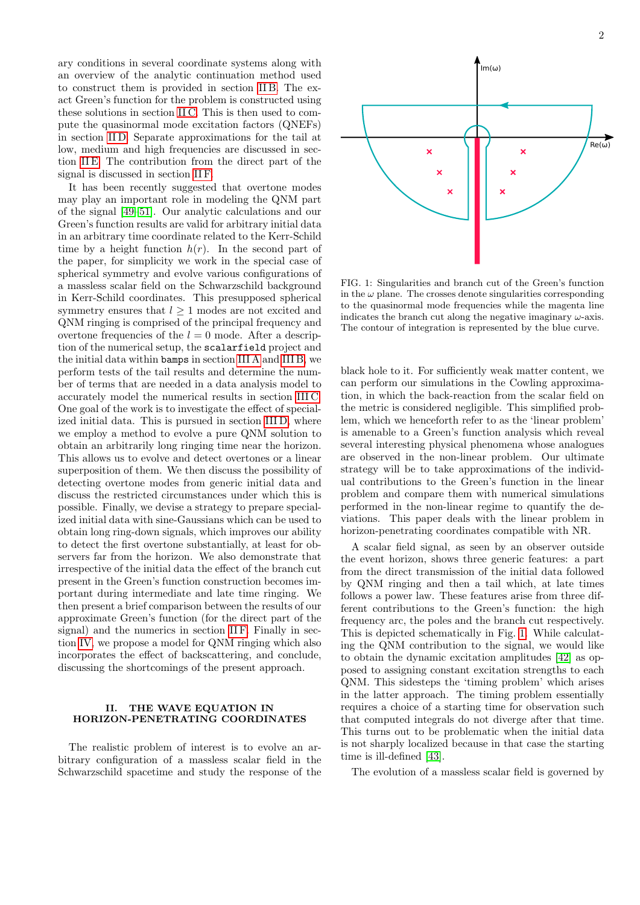ary conditions in several coordinate systems along with an overview of the analytic continuation method used to construct them is provided in section II B. The exact Green's function for the problem is constructed using these solutions in section II C. This is then used to compute the quasinormal mode excitation factors (QNEFs) in section II D. Separate approximations for the tail at low, medium and high frequencies are discussed in section II E. The contribution from the direct part of the signal is discussed in section II F.

It has been recently suggested that overtone modes may play an important role in modeling the QNM part of the signal [49–51]. Our analytic calculations and our Green's function results are valid for arbitrary initial data in an arbitrary time coordinate related to the Kerr-Schild time by a height function $h(r)$. In the second part of the paper, for simplicity we work in the special case of spherical symmetry and evolve various configurations of a massless scalar field on the Schwarzschild background in Kerr-Schild coordinates. This presupposed spherical symmetry ensures that $l \geq 1$ modes are not excited and QNM ringing is comprised of the principal frequency and overtone frequencies of the $l = 0$ mode. After a description of the numerical setup, the `scalarfield` project and the initial data within `bamps` in section III A and III B, we perform tests of the tail results and determine the number of terms that are needed in a data analysis model to accurately model the numerical results in section III C. One goal of the work is to investigate the effect of specialized initial data. This is pursued in section III D, where we employ a method to evolve a pure QNM solution to obtain an arbitrarily long ringing time near the horizon. This allows us to evolve and detect overtones or a linear superposition of them. We then discuss the possibility of detecting overtone modes from generic initial data and discuss the restricted circumstances under which this is possible. Finally, we devise a strategy to prepare specialized initial data with sine-Gaussians which can be used to obtain long ring-down signals, which improves our ability to detect the first overtone substantially, at least for observers far from the horizon. We also demonstrate that irrespective of the initial data the effect of the branch cut present in the Green's function construction becomes important during intermediate and late time ringing. We then present a brief comparison between the results of our approximate Green's function (for the direct part of the signal) and the numerics in section II F. Finally in section IV, we propose a model for QNM ringing which also incorporates the effect of backscattering, and conclude, discussing the shortcomings of the present approach.

## II. THE WAVE EQUATION IN HORIZON-PENETRATING COORDINATES

The realistic problem of interest is to evolve an arbitrary configuration of a massless scalar field in the Schwarzschild spacetime and study the response of the black hole to it. For sufficiently weak matter content, we can perform our simulations in the Cowling approximation, in which the back-reaction from the scalar field on the metric is considered negligible. This simplified problem, which we henceforth refer to as the 'linear problem' is amenable to a Green's function analysis which reveal several interesting physical phenomena whose analogues are observed in the non-linear problem. Our ultimate strategy will be to take approximations of the individual contributions to the Green's function in the linear problem and compare them with numerical simulations performed in the non-linear regime to quantify the deviations. This paper deals with the linear problem in horizon-penetrating coordinates compatible with NR.

FIG. 1: Singularities and branch cut of the Green's function in the $\omega$ plane. The crosses denote singularities corresponding to the quasinormal mode frequencies while the magenta line indicates the branch cut along the negative imaginary $\omega$-axis. The contour of integration is represented by the blue curve.

A scalar field signal, as seen by an observer outside the event horizon, shows three generic features: a part from the direct transmission of the initial data followed by QNM ringing and then a tail which, at late times follows a power law. These features arise from three different contributions to the Green's function: the high frequency arc, the poles and the branch cut respectively. This is depicted schematically in Fig. 1. While calculating the QNM contribution to the signal, we would like to obtain the dynamic excitation amplitudes [42] as opposed to assigning constant excitation strengths to each QNM. This sidesteps the 'timing problem' which arises in the latter approach. The timing problem essentially requires a choice of a starting time for observation such that computed integrals do not diverge after that time. This turns out to be problematic when the initial data is not sharply localized because in that case the starting time is ill-defined [43].

The evolution of a massless scalar field is governed by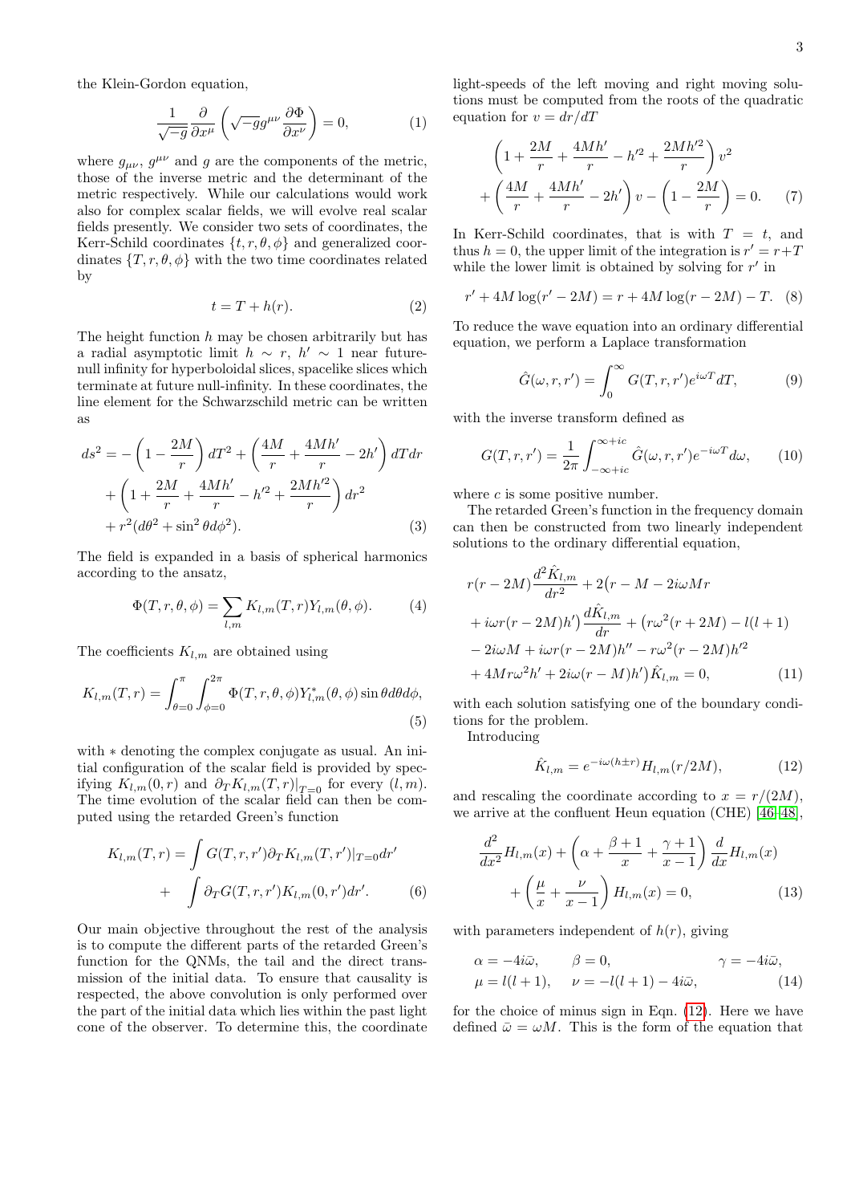the Klein-Gordon equation,

$$\frac{1}{\sqrt{-g}}\frac{\partial}{\partial x^\mu}\left(\sqrt{-g}g^{\mu\nu}\frac{\partial\Phi}{\partial x^\nu}\right)=0, \tag{1}$$

where $g_{\mu\nu}$, $g^{\mu\nu}$ and $g$ are the components of the metric, those of the inverse metric and the determinant of the metric respectively. While our calculations would work also for complex scalar fields, we will evolve real scalar fields presently. We consider two sets of coordinates, the Kerr-Schild coordinates $\{t,r,\theta,\phi\}$ and generalized coordinates $\{T,r,\theta,\phi\}$ with the two time coordinates related by

$$t=T+h(r). \tag{2}$$

The height function $h$ may be chosen arbitrarily but has a radial asymptotic limit $h\sim r$, $h'\sim 1$ near future-null infinity for hyperboloidal slices, spacelike slices which terminate at future null-infinity. In these coordinates, the line element for the Schwarzschild metric can be written as

$$\begin{aligned}ds^2=&-\left(1-\frac{2M}{r}\right)dT^2+\left(\frac{4M}{r}+\frac{4Mh'}{r}-2h'\right)dTdr\\&+\left(1+\frac{2M}{r}+\frac{4Mh'}{r}-h'^2+\frac{2Mh'^2}{r}\right)dr^2\\&+r^2(d\theta^2+\sin^2\theta d\phi^2).\end{aligned} \tag{3}$$

The field is expanded in a basis of spherical harmonics according to the ansatz,

$$\Phi(T,r,\theta,\phi)=\sum_{l,m}K_{l,m}(T,r)Y_{l,m}(\theta,\phi). \tag{4}$$

The coefficients $K_{l,m}$ are obtained using

$$K_{l,m}(T,r)=\int_{\theta=0}^{\pi}\int_{\phi=0}^{2\pi}\Phi(T,r,\theta,\phi)Y^*_{l,m}(\theta,\phi)\sin\theta d\theta d\phi, \tag{5}$$

with $*$ denoting the complex conjugate as usual. An initial configuration of the scalar field is provided by specifying $K_{l,m}(0,r)$ and $\partial_T K_{l,m}(T,r)|_{T=0}$ for every $(l,m)$. The time evolution of the scalar field can then be computed using the retarded Green's function

$$\begin{aligned}K_{l,m}(T,r)=&\int G(T,r,r')\partial_T K_{l,m}(T,r')|_{T=0}dr'\\&+\int\partial_T G(T,r,r')K_{l,m}(0,r')dr'.\end{aligned} \tag{6}$$

Our main objective throughout the rest of the analysis is to compute the different parts of the retarded Green's function for the QNMs, the tail and the direct transmission of the initial data. To ensure that causality is respected, the above convolution is only performed over the part of the initial data which lies within the past light cone of the observer. To determine this, the coordinate light-speeds of the left moving and right moving solutions must be computed from the roots of the quadratic equation for $v=dr/dT$

$$\begin{aligned}&\left(1+\frac{2M}{r}+\frac{4Mh'}{r}-h'^2+\frac{2Mh'^2}{r}\right)v^2\\&+\left(\frac{4M}{r}+\frac{4Mh'}{r}-2h'\right)v-\left(1-\frac{2M}{r}\right)=0.\end{aligned} \tag{7}$$

In Kerr-Schild coordinates, that is with $T=t$, and thus $h=0$, the upper limit of the integration is $r'=r+T$ while the lower limit is obtained by solving for $r'$ in

$$r'+4M\log(r'-2M)=r+4M\log(r-2M)-T. \tag{8}$$

To reduce the wave equation into an ordinary differential equation, we perform a Laplace transformation

$$\hat G(\omega,r,r')=\int_0^\infty G(T,r,r')e^{i\omega T}dT, \tag{9}$$

with the inverse transform defined as

$$G(T,r,r')=\frac{1}{2\pi}\int_{-\infty+ic}^{\infty+ic}\hat G(\omega,r,r')e^{-i\omega T}d\omega, \tag{10}$$

where $c$ is some positive number.

The retarded Green's function in the frequency domain can then be constructed from two linearly independent solutions to the ordinary differential equation,

$$\begin{aligned}&r(r-2M)\frac{d^2\hat K_{l,m}}{dr^2}+2\big(r-M-2i\omega Mr\\&+i\omega r(r-2M)h'\big)\frac{d\hat K_{l,m}}{dr}+\big(r\omega^2(r+2M)-l(l+1)\\&-2i\omega M+i\omega r(r-2M)h''-r\omega^2(r-2M)h'^2\\&+4Mr\omega^2h'+2i\omega(r-M)h'\big)\hat K_{l,m}=0,\end{aligned} \tag{11}$$

with each solution satisfying one of the boundary conditions for the problem.

Introducing

$$\hat K_{l,m}=e^{-i\omega(h\pm r)}H_{l,m}(r/2M), \tag{12}$$

and rescaling the coordinate according to $x=r/(2M)$, we arrive at the confluent Heun equation (CHE) [46–48],

$$\begin{aligned}&\frac{d^2}{dx^2}H_{l,m}(x)+\left(\alpha+\frac{\beta+1}{x}+\frac{\gamma+1}{x-1}\right)\frac{d}{dx}H_{l,m}(x)\\&+\left(\frac{\mu}{x}+\frac{\nu}{x-1}\right)H_{l,m}(x)=0,\end{aligned} \tag{13}$$

with parameters independent of $h(r)$, giving

$$\begin{aligned}&\alpha=-4i\bar\omega, &&\beta=0, &&\gamma=-4i\bar\omega,\\&\mu=l(l+1), &&\nu=-l(l+1)-4i\bar\omega,\end{aligned} \tag{14}$$

for the choice of minus sign in Eqn. (12). Here we have defined $\bar\omega=\omega M$. This is the form of the equation that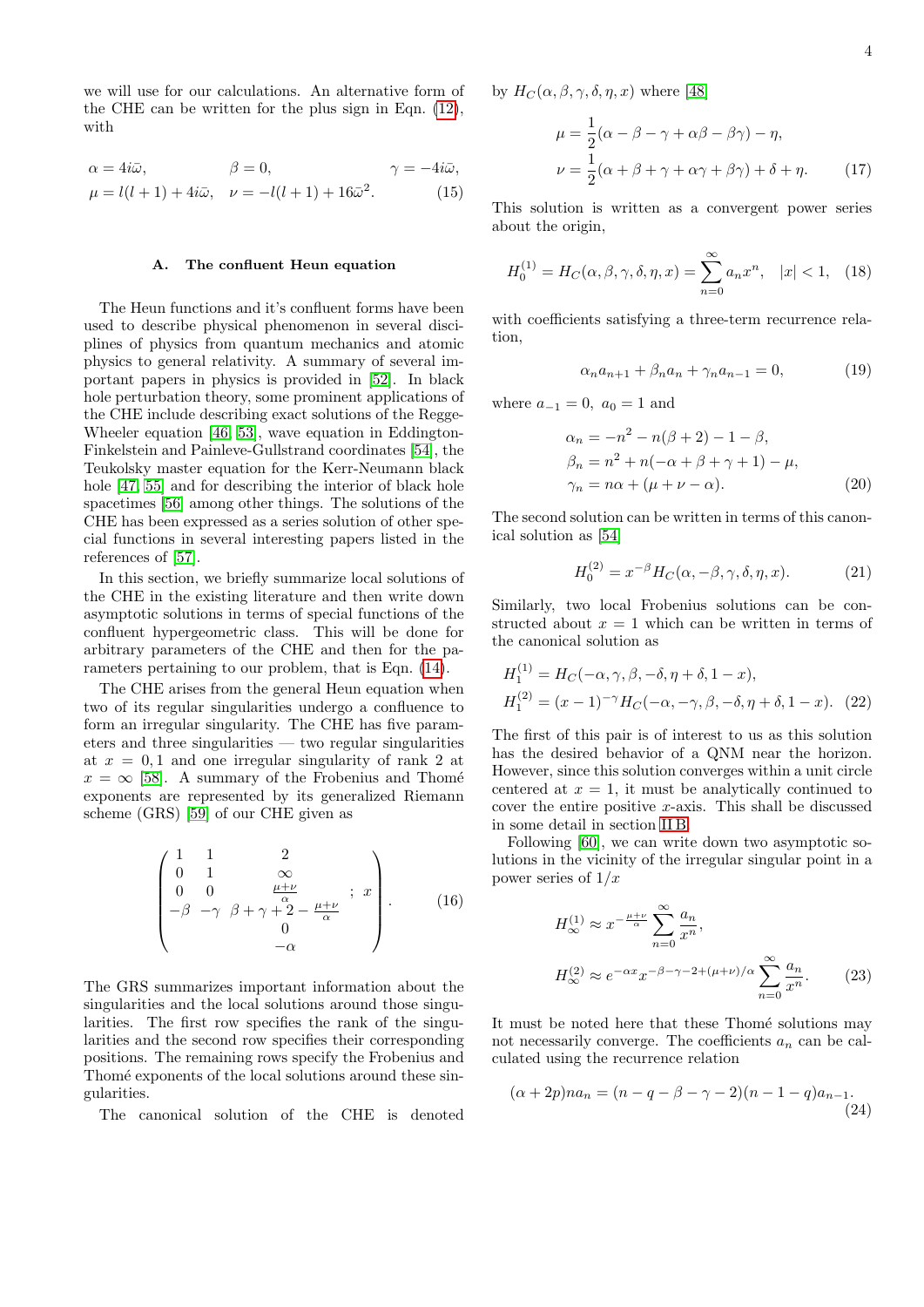we will use for our calculations. An alternative form of the CHE can be written for the plus sign in Eqn. (12), with

$$
\begin{aligned}
\alpha &= 4i\bar{\omega}, & \beta &= 0, & \gamma &= -4i\bar{\omega}, \\
\mu &= l(l+1) + 4i\bar{\omega}, & \nu &= -l(l+1) + 16\bar{\omega}^2. & & \qquad (15)
\end{aligned}
$$

### A. The confluent Heun equation

The Heun functions and it's confluent forms have been used to describe physical phenomenon in several disciplines of physics from quantum mechanics and atomic physics to general relativity. A summary of several important papers in physics is provided in [52]. In black hole perturbation theory, some prominent applications of the CHE include describing exact solutions of the Regge-Wheeler equation [46, 53], wave equation in Eddington-Finkelstein and Painleve-Gullstrand coordinates [54], the Teukolsky master equation for the Kerr-Neumann black hole [47, 55] and for describing the interior of black hole spacetimes [56] among other things. The solutions of the CHE has been expressed as a series solution of other special functions in several interesting papers listed in the references of [57].

In this section, we briefly summarize local solutions of the CHE in the existing literature and then write down asymptotic solutions in terms of special functions of the confluent hypergeometric class. This will be done for arbitrary parameters of the CHE and then for the parameters pertaining to our problem, that is Eqn. (14).

The CHE arises from the general Heun equation when two of its regular singularities undergo a confluence to form an irregular singularity. The CHE has five parameters and three singularities — two regular singularities at $x = 0, 1$ and one irregular singularity of rank 2 at $x = \infty$ [58]. A summary of the Frobenius and Thomé exponents are represented by its generalized Riemann scheme (GRS) [59] of our CHE given as

$$
\begin{pmatrix}
1 & 1 & 2 & \\
0 & 1 & \infty & \\
0 & 0 & \frac{\mu+\nu}{\alpha} & ;\ x \\
-\beta & -\gamma & \beta+\gamma+2-\frac{\mu+\nu}{\alpha} & \\
 & & 0 & \\
 & & -\alpha &
\end{pmatrix}. \qquad (16)
$$

The GRS summarizes important information about the singularities and the local solutions around those singularities. The first row specifies the rank of the singularities and the second row specifies their corresponding positions. The remaining rows specify the Frobenius and Thomé exponents of the local solutions around these singularities.

The canonical solution of the CHE is denoted by $H_C(\alpha, \beta, \gamma, \delta, \eta, x)$ where [48]

$$
\begin{aligned}
\mu &= \frac{1}{2}(\alpha - \beta - \gamma + \alpha\beta - \beta\gamma) - \eta, \\
\nu &= \frac{1}{2}(\alpha + \beta + \gamma + \alpha\gamma + \beta\gamma) + \delta + \eta. \qquad (17)
\end{aligned}
$$

This solution is written as a convergent power series about the origin,

$$
H_0^{(1)} = H_C(\alpha, \beta, \gamma, \delta, \eta, x) = \sum_{n=0}^{\infty} a_n x^n, \quad |x| < 1, \quad (18)
$$

with coefficients satisfying a three-term recurrence relation,

$$
\alpha_n a_{n+1} + \beta_n a_n + \gamma_n a_{n-1} = 0, \qquad (19)
$$

where $a_{-1} = 0$, $a_0 = 1$ and

$$
\begin{aligned}
\alpha_n &= -n^2 - n(\beta + 2) - 1 - \beta, \\
\beta_n &= n^2 + n(-\alpha + \beta + \gamma + 1) - \mu, \\
\gamma_n &= n\alpha + (\mu + \nu - \alpha). \qquad (20)
\end{aligned}
$$

The second solution can be written in terms of this canonical solution as [54]

$$
H_0^{(2)} = x^{-\beta} H_C(\alpha, -\beta, \gamma, \delta, \eta, x). \qquad (21)
$$

Similarly, two local Frobenius solutions can be constructed about $x = 1$ which can be written in terms of the canonical solution as

$$
\begin{aligned}
H_1^{(1)} &= H_C(-\alpha, \gamma, \beta, -\delta, \eta + \delta, 1 - x), \\
H_1^{(2)} &= (x-1)^{-\gamma} H_C(-\alpha, -\gamma, \beta, -\delta, \eta + \delta, 1 - x). \qquad (22)
\end{aligned}
$$

The first of this pair is of interest to us as this solution has the desired behavior of a QNM near the horizon. However, since this solution converges within a unit circle centered at $x = 1$, it must be analytically continued to cover the entire positive $x$-axis. This shall be discussed in some detail in section II B.

Following [60], we can write down two asymptotic solutions in the vicinity of the irregular singular point in a power series of $1/x$

$$
\begin{aligned}
H_\infty^{(1)} &\approx x^{-\frac{\mu+\nu}{\alpha}} \sum_{n=0}^{\infty} \frac{a_n}{x^n}, \\
H_\infty^{(2)} &\approx e^{-\alpha x} x^{-\beta-\gamma-2+(\mu+\nu)/\alpha} \sum_{n=0}^{\infty} \frac{a_n}{x^n}. \qquad (23)
\end{aligned}
$$

It must be noted here that these Thomé solutions may not necessarily converge. The coefficients $a_n$ can be calculated using the recurrence relation

$$
(\alpha + 2p) n a_n = (n - q - \beta - \gamma - 2)(n - 1 - q) a_{n-1}. \qquad (24)
$$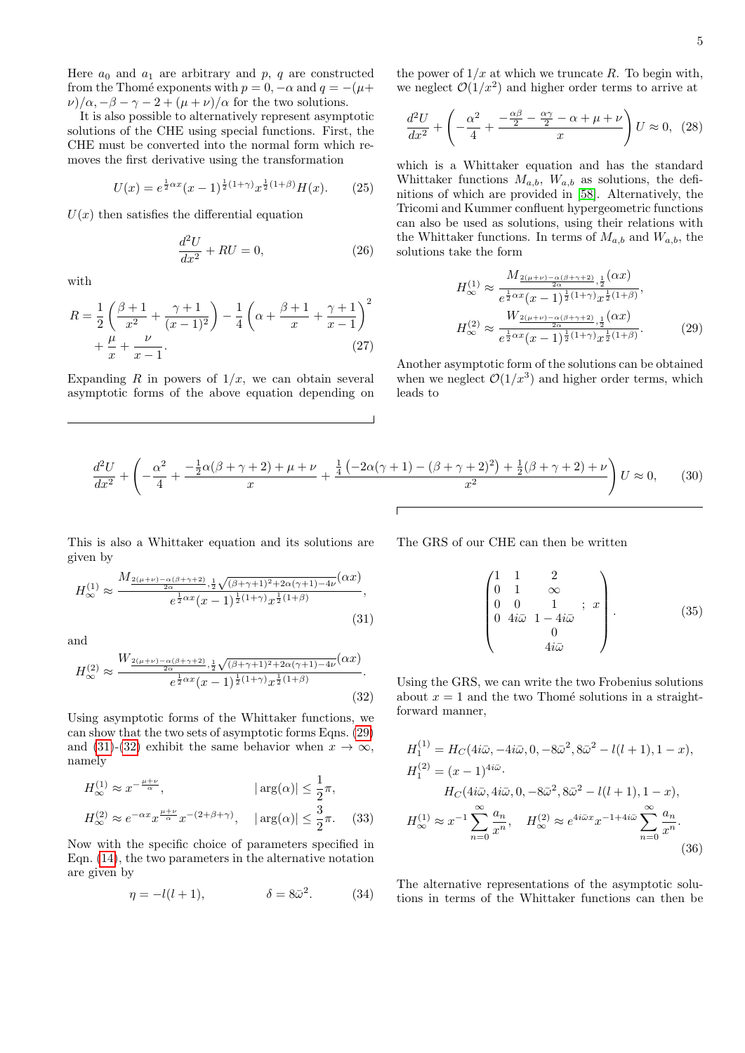Here $a_0$ and $a_1$ are arbitrary and $p$, $q$ are constructed from the Thomé exponents with $p = 0, -\alpha$ and $q = -(\mu + \nu)/\alpha, -\beta - \gamma - 2 + (\mu + \nu)/\alpha$ for the two solutions.

It is also possible to alternatively represent asymptotic solutions of the CHE using special functions. First, the CHE must be converted into the normal form which removes the first derivative using the transformation

$$U(x) = e^{\frac{1}{2}\alpha x}(x-1)^{\frac{1}{2}(1+\gamma)}x^{\frac{1}{2}(1+\beta)}H(x). \tag{25}$$

$U(x)$ then satisfies the differential equation

$$\frac{d^2U}{dx^2} + RU = 0, \tag{26}$$

with

$$R = \frac{1}{2}\left(\frac{\beta+1}{x^2} + \frac{\gamma+1}{(x-1)^2}\right) - \frac{1}{4}\left(\alpha + \frac{\beta+1}{x} + \frac{\gamma+1}{x-1}\right)^2 + \frac{\mu}{x} + \frac{\nu}{x-1}. \tag{27}$$

Expanding $R$ in powers of $1/x$, we can obtain several asymptotic forms of the above equation depending on the power of $1/x$ at which we truncate $R$. To begin with, we neglect $\mathcal{O}(1/x^2)$ and higher order terms to arrive at

$$\frac{d^2U}{dx^2} + \left(-\frac{\alpha^2}{4} + \frac{-\frac{\alpha\beta}{2} - \frac{\alpha\gamma}{2} - \alpha + \mu + \nu}{x}\right)U \approx 0, \tag{28}$$

which is a Whittaker equation and has the standard Whittaker functions $M_{a,b}$, $W_{a,b}$ as solutions, the definitions of which are provided in [58]. Alternatively, the Tricomi and Kummer confluent hypergeometric functions can also be used as solutions, using their relations with the Whittaker functions. In terms of $M_{a,b}$ and $W_{a,b}$, the solutions take the form

$$\begin{aligned}
H_\infty^{(1)} &\approx \frac{M_{\frac{2(\mu+\nu)-\alpha(\beta+\gamma+2)}{2\alpha},\frac{1}{2}}(\alpha x)}{e^{\frac{1}{2}\alpha x}(x-1)^{\frac{1}{2}(1+\gamma)}x^{\frac{1}{2}(1+\beta)}}, \\
H_\infty^{(2)} &\approx \frac{W_{\frac{2(\mu+\nu)-\alpha(\beta+\gamma+2)}{2\alpha},\frac{1}{2}}(\alpha x)}{e^{\frac{1}{2}\alpha x}(x-1)^{\frac{1}{2}(1+\gamma)}x^{\frac{1}{2}(1+\beta)}}.
\end{aligned} \tag{29}$$

Another asymptotic form of the solutions can be obtained when we neglect $\mathcal{O}(1/x^3)$ and higher order terms, which leads to

$$\frac{d^2U}{dx^2} + \left(-\frac{\alpha^2}{4} + \frac{-\frac{1}{2}\alpha(\beta+\gamma+2) + \mu + \nu}{x} + \frac{\frac{1}{4}\left(-2\alpha(\gamma+1) - (\beta+\gamma+2)^2\right) + \frac{1}{2}(\beta+\gamma+2) + \nu}{x^2}\right)U \approx 0, \tag{30}$$

This is also a Whittaker equation and its solutions are given by

$$H_\infty^{(1)} \approx \frac{M_{\frac{2(\mu+\nu)-\alpha(\beta+\gamma+2)}{2\alpha},\frac{1}{2}\sqrt{(\beta+\gamma+1)^2+2\alpha(\gamma+1)-4\nu}}(\alpha x)}{e^{\frac{1}{2}\alpha x}(x-1)^{\frac{1}{2}(1+\gamma)}x^{\frac{1}{2}(1+\beta)}}, \tag{31}$$

and

$$H_\infty^{(2)} \approx \frac{W_{\frac{2(\mu+\nu)-\alpha(\beta+\gamma+2)}{2\alpha},\frac{1}{2}\sqrt{(\beta+\gamma+1)^2+2\alpha(\gamma+1)-4\nu}}(\alpha x)}{e^{\frac{1}{2}\alpha x}(x-1)^{\frac{1}{2}(1+\gamma)}x^{\frac{1}{2}(1+\beta)}}. \tag{32}$$

Using asymptotic forms of the Whittaker functions, we can show that the two sets of asymptotic forms Eqns. (29) and (31)-(32) exhibit the same behavior when $x \to \infty$, namely

$$\begin{aligned}
H_\infty^{(1)} &\approx x^{-\frac{\mu+\nu}{\alpha}}, & |\arg(\alpha)| &\leq \frac{1}{2}\pi, \\
H_\infty^{(2)} &\approx e^{-\alpha x}x^{\frac{\mu+\nu}{\alpha}}x^{-(2+\beta+\gamma)}, & |\arg(\alpha)| &\leq \frac{3}{2}\pi.
\end{aligned} \tag{33}$$

Now with the specific choice of parameters specified in Eqn. (14), the two parameters in the alternative notation are given by

$$\eta = -l(l+1), \qquad \delta = 8\bar{\omega}^2. \tag{34}$$

The GRS of our CHE can then be written

$$\begin{pmatrix}
1 & 1 & 2 & \\
0 & 1 & \infty & \\
0 & 0 & 1 & ;\ x \\
0 & 4i\bar{\omega} & 1-4i\bar{\omega} & \\
 & & 0 & \\
 & & 4i\bar{\omega} &
\end{pmatrix}. \tag{35}$$

Using the GRS, we can write the two Frobenius solutions about $x = 1$ and the two Thomé solutions in a straightforward manner,

$$\begin{aligned}
H_1^{(1)} &= H_C(4i\bar{\omega}, -4i\bar{\omega}, 0, -8\bar{\omega}^2, 8\bar{\omega}^2 - l(l+1), 1-x), \\
H_1^{(2)} &= (x-1)^{4i\bar{\omega}} \cdot \\
&\qquad H_C(4i\bar{\omega}, 4i\bar{\omega}, 0, -8\bar{\omega}^2, 8\bar{\omega}^2 - l(l+1), 1-x), \\
H_\infty^{(1)} &\approx x^{-1}\sum_{n=0}^{\infty}\frac{a_n}{x^n}, \quad H_\infty^{(2)} \approx e^{4i\bar{\omega}x}x^{-1+4i\bar{\omega}}\sum_{n=0}^{\infty}\frac{a_n}{x^n}.
\end{aligned} \tag{36}$$

The alternative representations of the asymptotic solutions in terms of the Whittaker functions can then be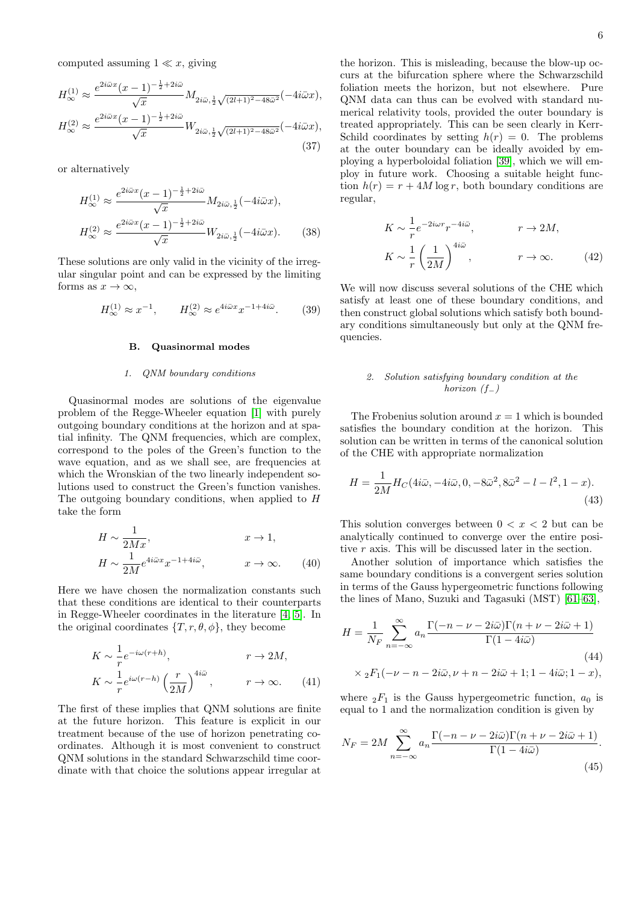computed assuming $1 \ll x$, giving

$$
\begin{aligned}
H_\infty^{(1)} &\approx \frac{e^{2i\bar{\omega}x}(x-1)^{-\frac{1}{2}+2i\bar{\omega}}}{\sqrt{x}} M_{2i\bar{\omega},\frac{1}{2}\sqrt{(2l+1)^2-48\bar{\omega}^2}}(-4i\bar{\omega}x), \\
H_\infty^{(2)} &\approx \frac{e^{2i\bar{\omega}x}(x-1)^{-\frac{1}{2}+2i\bar{\omega}}}{\sqrt{x}} W_{2i\bar{\omega},\frac{1}{2}\sqrt{(2l+1)^2-48\bar{\omega}^2}}(-4i\bar{\omega}x),
\end{aligned} \tag{37}
$$

or alternatively

$$
\begin{aligned}
H_\infty^{(1)} &\approx \frac{e^{2i\bar{\omega}x}(x-1)^{-\frac{1}{2}+2i\bar{\omega}}}{\sqrt{x}} M_{2i\bar{\omega},\frac{1}{2}}(-4i\bar{\omega}x), \\
H_\infty^{(2)} &\approx \frac{e^{2i\bar{\omega}x}(x-1)^{-\frac{1}{2}+2i\bar{\omega}}}{\sqrt{x}} W_{2i\bar{\omega},\frac{1}{2}}(-4i\bar{\omega}x).
\end{aligned} \tag{38}
$$

These solutions are only valid in the vicinity of the irregular singular point and can be expressed by the limiting forms as $x \to \infty$,

$$
H_\infty^{(1)} \approx x^{-1}, \qquad H_\infty^{(2)} \approx e^{4i\bar{\omega}x} x^{-1+4i\bar{\omega}}. \tag{39}
$$

### B. Quasinormal modes

#### 1. QNM boundary conditions

Quasinormal modes are solutions of the eigenvalue problem of the Regge-Wheeler equation [1] with purely outgoing boundary conditions at the horizon and at spatial infinity. The QNM frequencies, which are complex, correspond to the poles of the Green's function to the wave equation, and as we shall see, are frequencies at which the Wronskian of the two linearly independent solutions used to construct the Green's function vanishes. The outgoing boundary conditions, when applied to $H$ take the form

$$
\begin{aligned}
H &\sim \frac{1}{2Mx}, & x \to 1, \\
H &\sim \frac{1}{2M} e^{4i\bar{\omega}x} x^{-1+4i\bar{\omega}}, & x \to \infty.
\end{aligned} \tag{40}
$$

Here we have chosen the normalization constants such that these conditions are identical to their counterparts in Regge-Wheeler coordinates in the literature [4, 5]. In the original coordinates $\{T, r, \theta, \phi\}$, they become

$$
\begin{aligned}
K &\sim \frac{1}{r} e^{-i\omega(r+h)}, & r \to 2M, \\
K &\sim \frac{1}{r} e^{i\omega(r-h)} \left(\frac{r}{2M}\right)^{4i\bar{\omega}}, & r \to \infty.
\end{aligned} \tag{41}
$$

The first of these implies that QNM solutions are finite at the future horizon. This feature is explicit in our treatment because of the use of horizon penetrating coordinates. Although it is most convenient to construct QNM solutions in the standard Schwarzschild time coordinate with that choice the solutions appear irregular at the horizon. This is misleading, because the blow-up occurs at the bifurcation sphere where the Schwarzschild foliation meets the horizon, but not elsewhere. Pure QNM data can thus can be evolved with standard numerical relativity tools, provided the outer boundary is treated appropriately. This can be seen clearly in Kerr-Schild coordinates by setting $h(r) = 0$. The problems at the outer boundary can be ideally avoided by employing a hyperboloidal foliation [39], which we will employ in future work. Choosing a suitable height function $h(r) = r + 4M \log r$, both boundary conditions are regular,

$$
\begin{aligned}
K &\sim \frac{1}{r} e^{-2i\omega r} r^{-4i\bar{\omega}}, & r \to 2M, \\
K &\sim \frac{1}{r} \left(\frac{1}{2M}\right)^{4i\bar{\omega}}, & r \to \infty.
\end{aligned} \tag{42}
$$

We will now discuss several solutions of the CHE which satisfy at least one of these boundary conditions, and then construct global solutions which satisfy both boundary conditions simultaneously but only at the QNM frequencies.

#### 2. Solution satisfying boundary condition at the horizon ($f_-$)

The Frobenius solution around $x = 1$ which is bounded satisfies the boundary condition at the horizon. This solution can be written in terms of the canonical solution of the CHE with appropriate normalization

$$
H = \frac{1}{2M} H_C(4i\bar{\omega}, -4i\bar{\omega}, 0, -8\bar{\omega}^2, 8\bar{\omega}^2 - l - l^2, 1 - x). \tag{43}
$$

This solution converges between $0 < x < 2$ but can be analytically continued to converge over the entire positive $r$ axis. This will be discussed later in the section.

Another solution of importance which satisfies the same boundary conditions is a convergent series solution in terms of the Gauss hypergeometric functions following the lines of Mano, Suzuki and Tagasuki (MST) [61–63],

$$
\begin{aligned}
H = \frac{1}{N_F} \sum_{n=-\infty}^{\infty} a_n &\frac{\Gamma(-n-\nu-2i\bar{\omega})\Gamma(n+\nu-2i\bar{\omega}+1)}{\Gamma(1-4i\bar{\omega})} \\
&\times {}_2F_1(-\nu-n-2i\bar{\omega}, \nu+n-2i\bar{\omega}+1; 1-4i\bar{\omega}; 1-x),
\end{aligned} \tag{44}
$$

where ${}_2F_1$ is the Gauss hypergeometric function, $a_0$ is equal to 1 and the normalization condition is given by

$$
N_F = 2M \sum_{n=-\infty}^{\infty} a_n \frac{\Gamma(-n-\nu-2i\bar{\omega})\Gamma(n+\nu-2i\bar{\omega}+1)}{\Gamma(1-4i\bar{\omega})}. \tag{45}
$$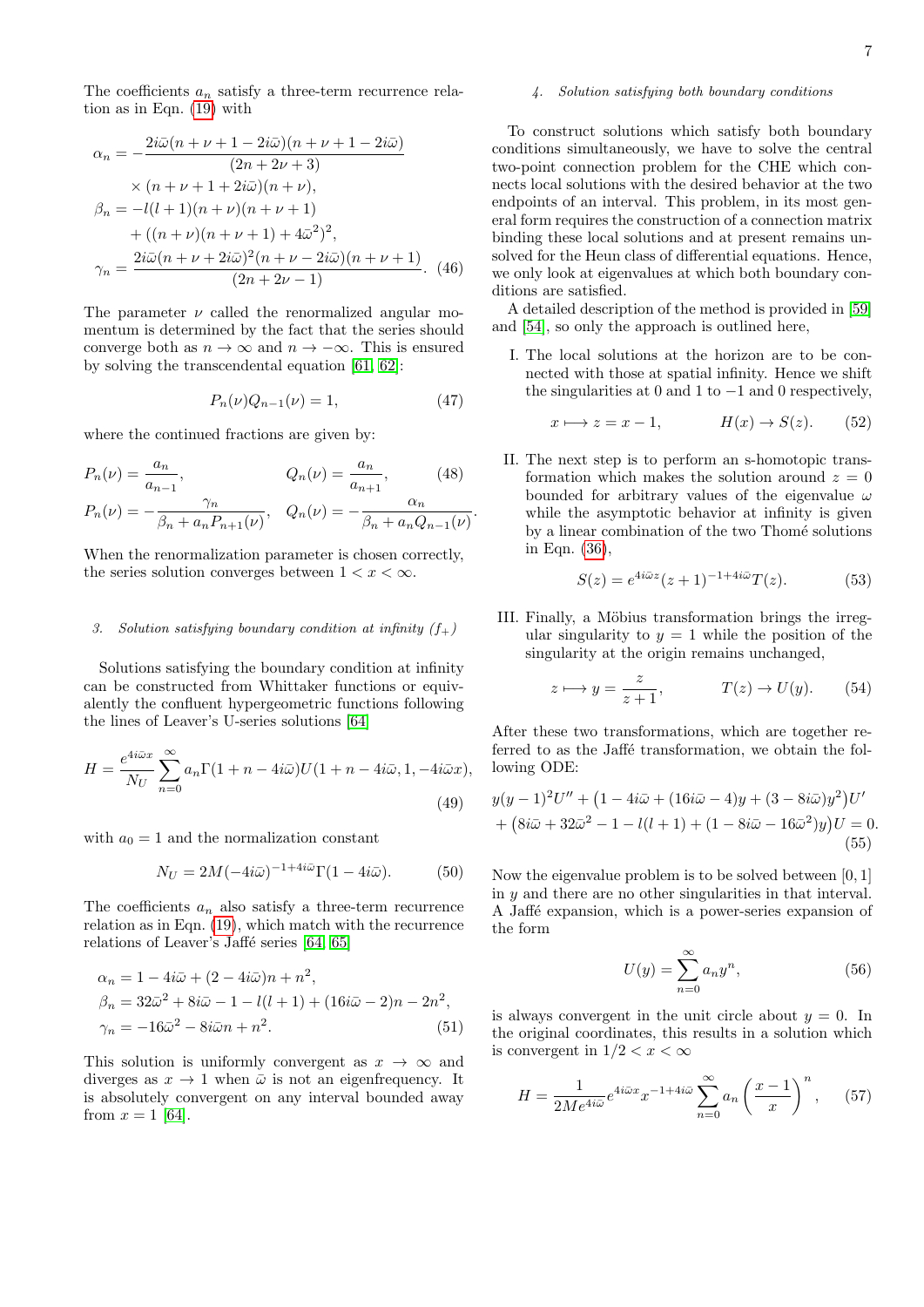The coefficients $a_n$ satisfy a three-term recurrence relation as in Eqn. (19) with

$$
\begin{aligned}
\alpha_n &= -\frac{2i\bar{\omega}(n+\nu+1-2i\bar{\omega})(n+\nu+1-2i\bar{\omega})}{(2n+2\nu+3)} \\
&\quad \times (n+\nu+1+2i\bar{\omega})(n+\nu), \\
\beta_n &= -l(l+1)(n+\nu)(n+\nu+1) \\
&\quad + ((n+\nu)(n+\nu+1)+4\bar{\omega}^2)^2, \\
\gamma_n &= \frac{2i\bar{\omega}(n+\nu+2i\bar{\omega})^2(n+\nu-2i\bar{\omega})(n+\nu+1)}{(2n+2\nu-1)}. \quad (46)
\end{aligned}
$$

The parameter $\nu$ called the renormalized angular momentum is determined by the fact that the series should converge both as $n \to \infty$ and $n \to -\infty$. This is ensured by solving the transcendental equation [61, 62]:

$$
P_n(\nu) Q_{n-1}(\nu) = 1, \quad (47)
$$

where the continued fractions are given by:

$$
\begin{aligned}
P_n(\nu) &= \frac{a_n}{a_{n-1}}, & Q_n(\nu) &= \frac{a_n}{a_{n+1}}, \quad (48) \\
P_n(\nu) &= -\frac{\gamma_n}{\beta_n + a_n P_{n+1}(\nu)}, & Q_n(\nu) &= -\frac{\alpha_n}{\beta_n + a_n Q_{n-1}(\nu)}.
\end{aligned}
$$

When the renormalization parameter is chosen correctly, the series solution converges between $1 < x < \infty$.

### 3. Solution satisfying boundary condition at infinity ($f_+$)

Solutions satisfying the boundary condition at infinity can be constructed from Whittaker functions or equivalently the confluent hypergeometric functions following the lines of Leaver's U-series solutions [64]

$$
H = \frac{e^{4i\bar{\omega}x}}{N_U} \sum_{n=0}^{\infty} a_n \Gamma(1+n-4i\bar{\omega}) U(1+n-4i\bar{\omega}, 1, -4i\bar{\omega}x), \quad (49)
$$

with $a_0 = 1$ and the normalization constant

$$
N_U = 2M(-4i\bar{\omega})^{-1+4i\bar{\omega}} \Gamma(1-4i\bar{\omega}). \quad (50)
$$

The coefficients $a_n$ also satisfy a three-term recurrence relation as in Eqn. (19), which match with the recurrence relations of Leaver's Jaffé series [64, 65]

$$
\begin{aligned}
\alpha_n &= 1 - 4i\bar{\omega} + (2-4i\bar{\omega})n + n^2, \\
\beta_n &= 32\bar{\omega}^2 + 8i\bar{\omega} - 1 - l(l+1) + (16i\bar{\omega}-2)n - 2n^2, \\
\gamma_n &= -16\bar{\omega}^2 - 8i\bar{\omega}n + n^2. \quad (51)
\end{aligned}
$$

This solution is uniformly convergent as $x \to \infty$ and diverges as $x \to 1$ when $\bar{\omega}$ is not an eigenfrequency. It is absolutely convergent on any interval bounded away from $x = 1$ [64].

### 4. Solution satisfying both boundary conditions

To construct solutions which satisfy both boundary conditions simultaneously, we have to solve the central two-point connection problem for the CHE which connects local solutions with the desired behavior at the two endpoints of an interval. This problem, in its most general form requires the construction of a connection matrix binding these local solutions and at present remains unsolved for the Heun class of differential equations. Hence, we only look at eigenvalues at which both boundary conditions are satisfied.

A detailed description of the method is provided in [59] and [54], so only the approach is outlined here,

I. The local solutions at the horizon are to be connected with those at spatial infinity. Hence we shift the singularities at 0 and 1 to $-1$ and 0 respectively,

$$
x \longmapsto z = x - 1, \qquad H(x) \to S(z). \quad (52)
$$

II. The next step is to perform an s-homotopic transformation which makes the solution around $z = 0$ bounded for arbitrary values of the eigenvalue $\omega$ while the asymptotic behavior at infinity is given by a linear combination of the two Thomé solutions in Eqn. (36),

$$
S(z) = e^{4i\bar{\omega}z}(z+1)^{-1+4i\bar{\omega}} T(z). \quad (53)
$$

III. Finally, a Möbius transformation brings the irregular singularity to $y = 1$ while the position of the singularity at the origin remains unchanged,

$$
z \longmapsto y = \frac{z}{z+1}, \qquad T(z) \to U(y). \quad (54)
$$

After these two transformations, which are together referred to as the Jaffé transformation, we obtain the following ODE:

$$
\begin{aligned}
&y(y-1)^2 U'' + \big(1 - 4i\bar{\omega} + (16i\bar{\omega}-4)y + (3-8i\bar{\omega})y^2\big)U' \\
&+ \big(8i\bar{\omega} + 32\bar{\omega}^2 - 1 - l(l+1) + (1 - 8i\bar{\omega} - 16\bar{\omega}^2)y\big)U = 0. \quad (55)
\end{aligned}
$$

Now the eigenvalue problem is to be solved between $[0, 1]$ in $y$ and there are no other singularities in that interval. A Jaffé expansion, which is a power-series expansion of the form

$$
U(y) = \sum_{n=0}^{\infty} a_n y^n, \quad (56)
$$

is always convergent in the unit circle about $y = 0$. In the original coordinates, this results in a solution which is convergent in $1/2 < x < \infty$

$$
H = \frac{1}{2Me^{4i\bar{\omega}}} e^{4i\bar{\omega}x} x^{-1+4i\bar{\omega}} \sum_{n=0}^{\infty} a_n \left(\frac{x-1}{x}\right)^n, \quad (57)
$$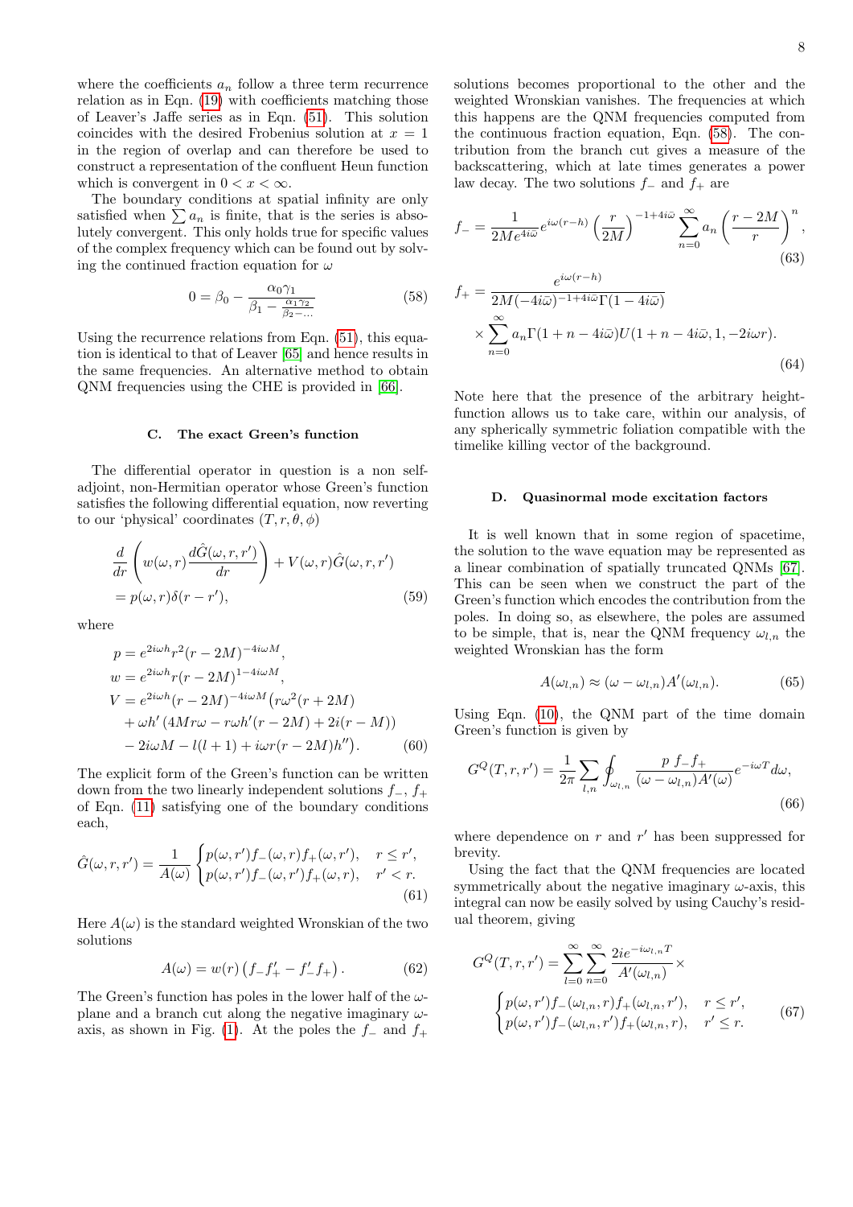where the coefficients $a_n$ follow a three term recurrence relation as in Eqn. (19) with coefficients matching those of Leaver's Jaffe series as in Eqn. (51). This solution coincides with the desired Frobenius solution at $x = 1$ in the region of overlap and can therefore be used to construct a representation of the confluent Heun function which is convergent in $0 < x < \infty$.

The boundary conditions at spatial infinity are only satisfied when $\sum a_n$ is finite, that is the series is absolutely convergent. This only holds true for specific values of the complex frequency which can be found out by solving the continued fraction equation for $\omega$

$$0 = \beta_0 - \frac{\alpha_0 \gamma_1}{\beta_1 - \frac{\alpha_1 \gamma_2}{\beta_2 - \ldots}} \tag{58}$$

Using the recurrence relations from Eqn. (51), this equation is identical to that of Leaver [65] and hence results in the same frequencies. An alternative method to obtain QNM frequencies using the CHE is provided in [66].

### C. The exact Green's function

The differential operator in question is a non self-adjoint, non-Hermitian operator whose Green's function satisfies the following differential equation, now reverting to our 'physical' coordinates $(T, r, \theta, \phi)$

$$\frac{d}{dr}\left(w(\omega, r)\frac{d\hat{G}(\omega, r, r')}{dr}\right) + V(\omega, r)\hat{G}(\omega, r, r') = p(\omega, r)\delta(r - r'), \tag{59}$$

where

$$\begin{aligned}
p &= e^{2i\omega h} r^2 (r - 2M)^{-4i\omega M}, \\
w &= e^{2i\omega h} r (r - 2M)^{1-4i\omega M}, \\
V &= e^{2i\omega h}(r - 2M)^{-4i\omega M}\big(r\omega^2(r + 2M) \\
&\quad + \omega h' \left(4Mr\omega - r\omega h'(r - 2M) + 2i(r - M)\right) \\
&\quad - 2i\omega M - l(l + 1) + i\omega r(r - 2M)h''\big).
\end{aligned} \tag{60}$$

The explicit form of the Green's function can be written down from the two linearly independent solutions $f_-$, $f_+$ of Eqn. (11) satisfying one of the boundary conditions each,

$$\hat{G}(\omega, r, r') = \frac{1}{A(\omega)}\begin{cases} p(\omega, r') f_-(\omega, r) f_+(\omega, r'), & r \le r', \\ p(\omega, r') f_-(\omega, r') f_+(\omega, r), & r' < r. \end{cases} \tag{61}$$

Here $A(\omega)$ is the standard weighted Wronskian of the two solutions

$$A(\omega) = w(r)\left(f_- f_+' - f_-' f_+\right). \tag{62}$$

The Green's function has poles in the lower half of the $\omega$-plane and a branch cut along the negative imaginary $\omega$-axis, as shown in Fig. (1). At the poles the $f_-$ and $f_+$ solutions becomes proportional to the other and the weighted Wronskian vanishes. The frequencies at which this happens are the QNM frequencies computed from the continuous fraction equation, Eqn. (58). The contribution from the branch cut gives a measure of the backscattering, which at late times generates a power law decay. The two solutions $f_-$ and $f_+$ are

$$f_- = \frac{1}{2Me^{4i\bar{\omega}}} e^{i\omega(r-h)} \left(\frac{r}{2M}\right)^{-1+4i\bar{\omega}} \sum_{n=0}^{\infty} a_n \left(\frac{r - 2M}{r}\right)^n, \tag{63}$$

$$\begin{aligned}
f_+ = &\frac{e^{i\omega(r-h)}}{2M(-4i\bar{\omega})^{-1+4i\bar{\omega}}\Gamma(1 - 4i\bar{\omega})} \\
&\times \sum_{n=0}^{\infty} a_n \Gamma(1 + n - 4i\bar{\omega}) U(1 + n - 4i\bar{\omega}, 1, -2i\omega r).
\end{aligned} \tag{64}$$

Note here that the presence of the arbitrary height-function allows us to take care, within our analysis, of any spherically symmetric foliation compatible with the timelike killing vector of the background.

### D. Quasinormal mode excitation factors

It is well known that in some region of spacetime, the solution to the wave equation may be represented as a linear combination of spatially truncated QNMs [67]. This can be seen when we construct the part of the Green's function which encodes the contribution from the poles. In doing so, as elsewhere, the poles are assumed to be simple, that is, near the QNM frequency $\omega_{l,n}$ the weighted Wronskian has the form

$$A(\omega_{l,n}) \approx (\omega - \omega_{l,n}) A'(\omega_{l,n}). \tag{65}$$

Using Eqn. (10), the QNM part of the time domain Green's function is given by

$$G^Q(T, r, r') = \frac{1}{2\pi}\sum_{l,n}\oint_{\omega_{l,n}} \frac{p\, f_- f_+}{(\omega - \omega_{l,n})A'(\omega)} e^{-i\omega T} d\omega, \tag{66}$$

where dependence on $r$ and $r'$ has been suppressed for brevity.

Using the fact that the QNM frequencies are located symmetrically about the negative imaginary $\omega$-axis, this integral can now be easily solved by using Cauchy's residual theorem, giving

$$G^Q(T, r, r') = \sum_{l=0}^{\infty}\sum_{n=0}^{\infty} \frac{2ie^{-i\omega_{l,n}T}}{A'(\omega_{l,n})} \times \begin{cases} p(\omega, r') f_-(\omega_{l,n}, r) f_+(\omega_{l,n}, r'), & r \le r', \\ p(\omega, r') f_-(\omega_{l,n}, r') f_+(\omega_{l,n}, r), & r' \le r. \end{cases} \tag{67}$$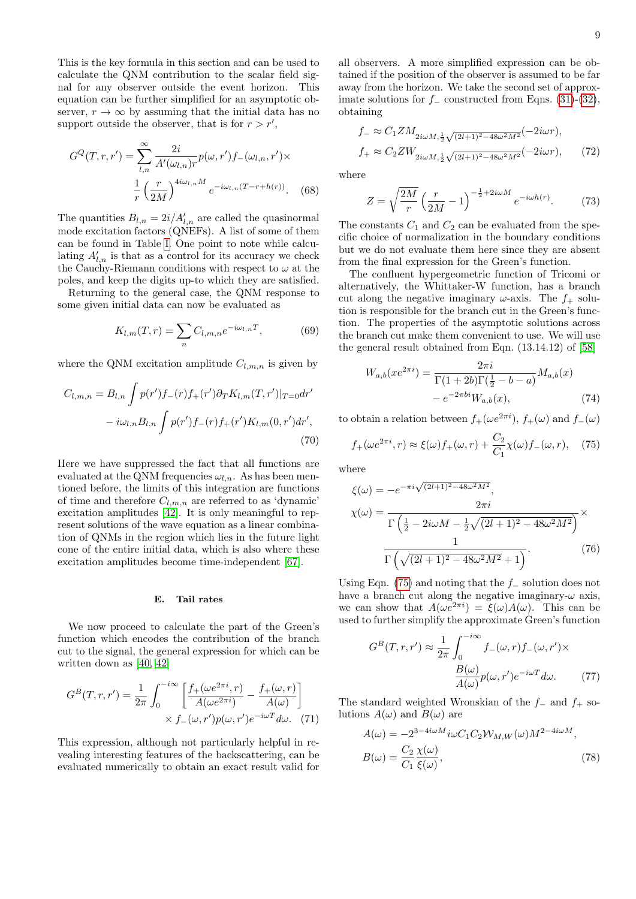This is the key formula in this section and can be used to calculate the QNM contribution to the scalar field signal for any observer outside the event horizon. This equation can be further simplified for an asymptotic observer, $r \to \infty$ by assuming that the initial data has no support outside the observer, that is for $r > r'$,

$$G^Q(T, r, r') = \sum_{l,n}^{\infty} \frac{2i}{A'(\omega_{l,n}) r} p(\omega, r') f_-(\omega_{l,n}, r') \times \frac{1}{r} \left(\frac{r}{2M}\right)^{4i\omega_{l,n} M} e^{-i\omega_{l,n}(T - r + h(r))}. \quad (68)$$

The quantities $B_{l,n} = 2i/A'_{l,n}$ are called the quasinormal mode excitation factors (QNEFs). A list of some of them can be found in Table I. One point to note while calculating $A'_{l,n}$ is that as a control for its accuracy we check the Cauchy-Riemann conditions with respect to $\omega$ at the poles, and keep the digits up-to which they are satisfied.

Returning to the general case, the QNM response to some given initial data can now be evaluated as

$$K_{l,m}(T, r) = \sum_n C_{l,m,n} e^{-i\omega_{l,n} T}, \quad (69)$$

where the QNM excitation amplitude $C_{l,m,n}$ is given by

$$C_{l,m,n} = B_{l,n} \int p(r') f_-(r) f_+(r') \partial_T K_{l,m}(T, r')|_{T=0} dr' - i\omega_{l,n} B_{l,n} \int p(r') f_-(r) f_+(r') K_{l,m}(0, r') dr', \quad (70)$$

Here we have suppressed the fact that all functions are evaluated at the QNM frequencies $\omega_{l,n}$. As has been mentioned before, the results of this integration are functions of time and therefore $C_{l,m,n}$ are referred to as 'dynamic' excitation amplitudes [42]. It is only meaningful to represent solutions of the wave equation as a linear combination of QNMs in the region which lies in the future light cone of the entire initial data, which is also where these excitation amplitudes become time-independent [67].

### E. Tail rates

We now proceed to calculate the part of the Green's function which encodes the contribution of the branch cut to the signal, the general expression for which can be written down as [40, 42]

$$G^B(T, r, r') = \frac{1}{2\pi} \int_0^{-i\infty} \left[\frac{f_+(\omega e^{2\pi i}, r)}{A(\omega e^{2\pi i})} - \frac{f_+(\omega, r)}{A(\omega)}\right] \times f_-(\omega, r') p(\omega, r') e^{-i\omega T} d\omega. \quad (71)$$

This expression, although not particularly helpful in revealing interesting features of the backscattering, can be evaluated numerically to obtain an exact result valid for all observers. A more simplified expression can be obtained if the position of the observer is assumed to be far away from the horizon. We take the second set of approximate solutions for $f_-$ constructed from Eqns. (31)-(32), obtaining

$$f_- \approx C_1 Z M_{2i\omega M, \frac{1}{2}\sqrt{(2l+1)^2 - 48\omega^2 M^2}}(-2i\omega r),$$
$$f_+ \approx C_2 Z W_{2i\omega M, \frac{1}{2}\sqrt{(2l+1)^2 - 48\omega^2 M^2}}(-2i\omega r), \quad (72)$$

where

$$Z = \sqrt{\frac{2M}{r}} \left(\frac{r}{2M} - 1\right)^{-\frac{1}{2} + 2i\omega M} e^{-i\omega h(r)}. \quad (73)$$

The constants $C_1$ and $C_2$ can be evaluated from the specific choice of normalization in the boundary conditions but we do not evaluate them here since they are absent from the final expression for the Green's function.

The confluent hypergeometric function of Tricomi or alternatively, the Whittaker-W function, has a branch cut along the negative imaginary $\omega$-axis. The $f_+$ solution is responsible for the branch cut in the Green's function. The properties of the asymptotic solutions across the branch cut make them convenient to use. We will use the general result obtained from Eqn. (13.14.12) of [58]

$$W_{a,b}(x e^{2\pi i}) = \frac{2\pi i}{\Gamma(1 + 2b)\Gamma(\frac{1}{2} - b - a)} M_{a,b}(x) - e^{-2\pi b i} W_{a,b}(x), \quad (74)$$

to obtain a relation between $f_+(\omega e^{2\pi i})$, $f_+(\omega)$ and $f_-(\omega)$

$$f_+(\omega e^{2\pi i}, r) \approx \xi(\omega) f_+(\omega, r) + \frac{C_2}{C_1} \chi(\omega) f_-(\omega, r), \quad (75)$$

where

$$\xi(\omega) = -e^{-\pi i \sqrt{(2l+1)^2 - 48\omega^2 M^2}},$$
$$\chi(\omega) = \frac{2\pi i}{\Gamma\left(\frac{1}{2} - 2i\omega M - \frac{1}{2}\sqrt{(2l+1)^2 - 48\omega^2 M^2}\right)} \times \frac{1}{\Gamma\left(\sqrt{(2l+1)^2 - 48\omega^2 M^2} + 1\right)}. \quad (76)$$

Using Eqn. (75) and noting that the $f_-$ solution does not have a branch cut along the negative imaginary-$\omega$ axis, we can show that $A(\omega e^{2\pi i}) = \xi(\omega) A(\omega)$. This can be used to further simplify the approximate Green's function

$$G^B(T, r, r') \approx \frac{1}{2\pi} \int_0^{-i\infty} f_-(\omega, r) f_-(\omega, r') \times \frac{B(\omega)}{A(\omega)} p(\omega, r') e^{-i\omega T} d\omega. \quad (77)$$

The standard weighted Wronskian of the $f_-$ and $f_+$ solutions $A(\omega)$ and $B(\omega)$ are

$$A(\omega) = -2^{3 - 4i\omega M} i\omega C_1 C_2 \mathcal{W}_{M,W}(\omega) M^{2 - 4i\omega M},$$
$$B(\omega) = \frac{C_2}{C_1} \frac{\chi(\omega)}{\xi(\omega)}, \quad (78)$$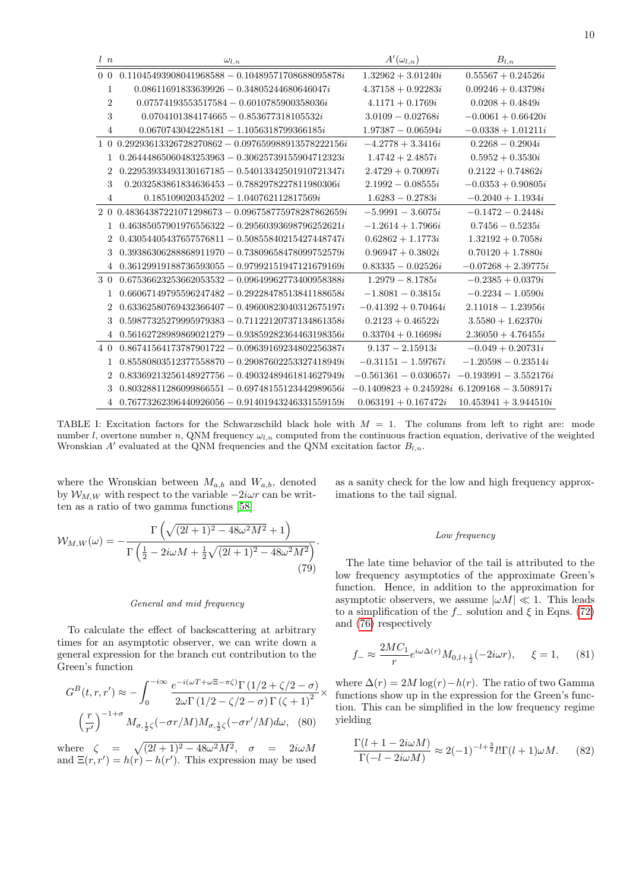| $l$ | $n$ | $\omega_{l,n}$ | $A'(\omega_{l,n})$ | $B_{l,n}$ |
|---|---|---|---|---|
| 0 | 0 | $0.11045493908041968588 - 0.10489571708688095878i$ | $1.32962 + 3.01240i$ | $0.55567 + 0.24526i$ |
| | 1 | $0.08611691833639926 - 0.34805244680646047i$ | $4.37158 + 0.92283i$ | $0.09246 + 0.43798i$ |
| | 2 | $0.07574193553517584 - 0.6010785900358036i$ | $4.1171 + 0.1769i$ | $0.0208 + 0.4849i$ |
| | 3 | $0.0704101384174665 - 0.853677318105532i$ | $3.0109 - 0.02768i$ | $-0.0061 + 0.66420i$ |
| | 4 | $0.0670743042285181 - 1.1056318799366185i$ | $1.97387 - 0.06594i$ | $-0.0338 + 1.01211i$ |
| 1 | 0 | $0.29293613326728270862 - 0.097659988913578222156i$ | $-4.2778 + 3.3416i$ | $0.2268 - 0.2904i$ |
| | 1 | $0.26444865060483253963 - 0.30625739155904712323i$ | $1.4742 + 2.4857i$ | $0.5952 + 0.3530i$ |
| | 2 | $0.22953933493130167185 - 0.54013342501910721347i$ | $2.4729 + 0.70097i$ | $0.2122 + 0.74862i$ |
| | 3 | $0.2032583861834636453 - 0.7882978227811980306i$ | $2.1992 - 0.08555i$ | $-0.0353 + 0.90805i$ |
| | 4 | $0.185109020345202 - 1.040762112817569i$ | $1.6283 - 0.2783i$ | $-0.2040 + 1.1934i$ |
| 2 | 0 | $0.48364387221071298673 - 0.096758775978287862659i$ | $-5.9991 - 3.6075i$ | $-0.1472 - 0.2448i$ |
| | 1 | $0.46385057901976556322 - 0.29560393698796252621i$ | $-1.2614 + 1.7966i$ | $0.7456 - 0.5235i$ |
| | 2 | $0.43054405437657576811 - 0.50855840215427448747i$ | $0.62862 + 1.1773i$ | $1.32192 + 0.7058i$ |
| | 3 | $0.39386306288868911970 - 0.73809658478099752579i$ | $0.96947 + 0.3802i$ | $0.70120 + 1.7880i$ |
| | 4 | $0.36129919188736593055 - 0.97992151947121679169i$ | $0.83335 - 0.02526i$ | $-0.07268 + 2.39775i$ |
| 3 | 0 | $0.67536623253662053532 - 0.096499627734009583 88i$ | $1.2979 - 8.1785i$ | $-0.2385 + 0.0379i$ |
| | 1 | $0.66067149795596247482 - 0.29228478513841188658i$ | $-1.8081 - 0.3815i$ | $-0.2234 - 1.0590i$ |
| | 2 | $0.63362580769432366407 - 0.49600823040312675197i$ | $-0.41392 + 0.70464i$ | $2.11018 - 1.23956i$ |
| | 3 | $0.59877325279995979383 - 0.71122120737134861358i$ | $0.2123 + 0.46522i$ | $3.5580 + 1.62370i$ |
| | 4 | $0.56162728989869021279 - 0.93859282364463198356i$ | $0.33704 + 0.16698i$ | $2.36050 + 4.76455i$ |
| 4 | 0 | $0.86741564173787901722 - 0.096391692348022563 87i$ | $9.137 - 2.15913i$ | $-0.049 + 0.20731i$ |
| | 1 | $0.85580803512377558870 - 0.29087602253327418949i$ | $-0.31151 - 1.59767i$ | $-1.20598 - 0.23514i$ |
| | 2 | $0.83369213256148927756 - 0.49032489461814627949i$ | $-0.561361 - 0.030657i$ | $-0.193991 - 3.552176i$ |
| | 3 | $0.80328811286099866551 - 0.69748155123442989656i$ | $-0.1409823 + 0.245928i$ | $6.1209168 - 3.508917i$ |
| | 4 | $0.76773262396440926056 - 0.91401943246331559159i$ | $0.063191 + 0.167472i$ | $10.453941 + 3.944510i$ |

TABLE I: Excitation factors for the Schwarzschild black hole with $M = 1$. The columns from left to right are: mode number $l$, overtone number $n$, QNM frequency $\omega_{l,n}$ computed from the continuous fraction equation, derivative of the weighted Wronskian $A'$ evaluated at the QNM frequencies and the QNM excitation factor $B_{l,n}$.

where the Wronskian between $M_{a,b}$ and $W_{a,b}$, denoted by $\mathcal{W}_{M,W}$ with respect to the variable $-2i\omega r$ can be written as a ratio of two gamma functions [58]

$$\mathcal{W}_{M,W}(\omega) = -\frac{\Gamma\left(\sqrt{(2l+1)^2 - 48\omega^2 M^2} + 1\right)}{\Gamma\left(\frac{1}{2} - 2i\omega M + \frac{1}{2}\sqrt{(2l+1)^2 - 48\omega^2 M^2}\right)}. \tag{79}$$

*General and mid frequency*

To calculate the effect of backscattering at arbitrary times for an asymptotic observer, we can write down a general expression for the branch cut contribution to the Green's function

$$G^B(t,r,r') \approx -\int_0^{-i\infty} \frac{e^{-i(\omega T + \omega \Xi - \pi\zeta)}\Gamma\left(1/2 + \zeta/2 - \sigma\right)}{2\omega \Gamma\left(1/2 - \zeta/2 - \sigma\right)\Gamma\left(\zeta + 1\right)^2} \times \left(\frac{r}{r'}\right)^{-1+\sigma} M_{\sigma,\frac{1}{2}\zeta}(-\sigma r/M) M_{\sigma,\frac{1}{2}\zeta}(-\sigma r'/M) d\omega, \tag{80}$$

where $\zeta = \sqrt{(2l+1)^2 - 48\omega^2 M^2}$, $\sigma = 2i\omega M$ and $\Xi(r,r') = h(r) - h(r')$. This expression may be used as a sanity check for the low and high frequency approximations to the tail signal.

*Low frequency*

The late time behavior of the tail is attributed to the low frequency asymptotics of the approximate Green's function. Hence, in addition to the approximation for asymptotic observers, we assume $|\omega M| \ll 1$. This leads to a simplification of the $f_-$ solution and $\xi$ in Eqns. (72) and (76) respectively

$$f_- \approx \frac{2MC_1}{r} e^{i\omega \Delta(r)} M_{0,l+\frac{1}{2}}(-2i\omega r), \qquad \xi = 1, \tag{81}$$

where $\Delta(r) = 2M\log(r) - h(r)$. The ratio of two Gamma functions show up in the expression for the Green's function. This can be simplified in the low frequency regime yielding

$$\frac{\Gamma(l+1-2i\omega M)}{\Gamma(-l-2i\omega M)} \approx 2(-1)^{-l+\frac{3}{2}} l! \Gamma(l+1)\omega M. \tag{82}$$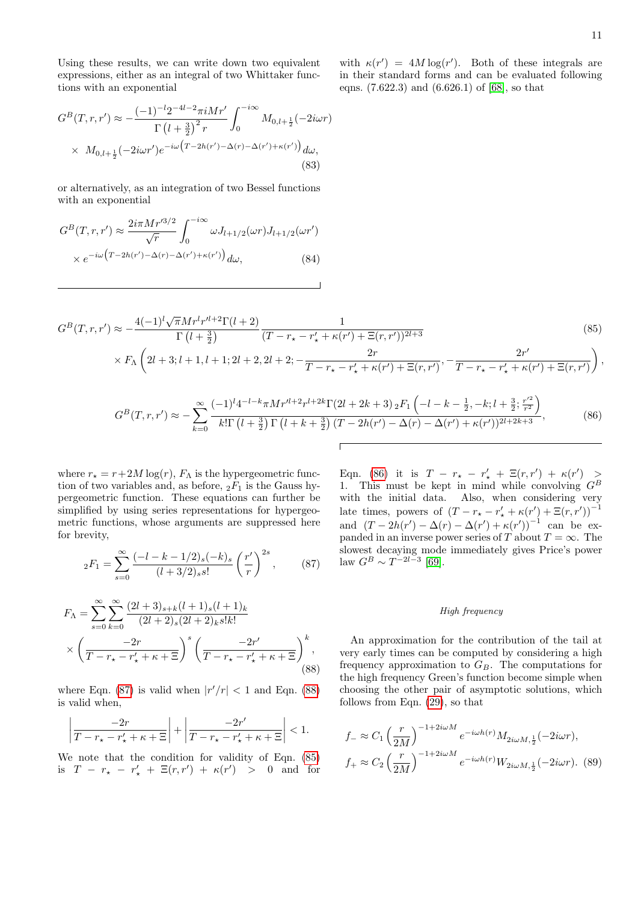Using these results, we can write down two equivalent expressions, either as an integral of two Whittaker functions with an exponential

$$G^B(T,r,r') \approx -\frac{(-1)^{-l}2^{-4l-2}\pi i M r'}{\Gamma\left(l+\frac{3}{2}\right)^2 r}\int_0^{-i\infty} M_{0,l+\frac{1}{2}}(-2i\omega r) \times\ M_{0,l+\frac{1}{2}}(-2i\omega r') e^{-i\omega\left(T-2h(r')-\Delta(r)-\Delta(r')+\kappa(r')\right)}d\omega, \tag{83}$$

or alternatively, as an integration of two Bessel functions with an exponential

$$G^B(T,r,r') \approx \frac{2i\pi M r'^{3/2}}{\sqrt{r}}\int_0^{-i\infty}\omega J_{l+1/2}(\omega r)J_{l+1/2}(\omega r') \times e^{-i\omega\left(T-2h(r')-\Delta(r)-\Delta(r')+\kappa(r')\right)}d\omega, \tag{84}$$

with $\kappa(r') = 4M\log(r')$. Both of these integrals are in their standard forms and can be evaluated following eqns. (7.622.3) and (6.626.1) of [68], so that

$$G^B(T,r,r') \approx -\frac{4(-1)^l\sqrt{\pi}M r^l r'^{l+2}\Gamma(l+2)}{\Gamma\left(l+\frac{3}{2}\right)}\frac{1}{(T-r_\star-r'_\star+\kappa(r')+\Xi(r,r'))^{2l+3}} \times F_\Lambda\left(2l+3; l+1, l+1; 2l+2, 2l+2; -\frac{2r}{T-r_\star-r'_\star+\kappa(r')+\Xi(r,r')}, -\frac{2r'}{T-r_\star-r'_\star+\kappa(r')+\Xi(r,r')}\right), \tag{85}$$

$$G^B(T,r,r') \approx -\sum_{k=0}^{\infty}\frac{(-1)^l 4^{-l-k}\pi M r'^{l+2} r^{l+2k}\Gamma(2l+2k+3)\,{}_2F_1\left(-l-k-\frac{1}{2}, -k; l+\frac{3}{2}; \frac{r'^2}{r^2}\right)}{k!\Gamma\left(l+\frac{3}{2}\right)\Gamma\left(l+k+\frac{3}{2}\right)(T-2h(r')-\Delta(r)-\Delta(r')+\kappa(r'))^{2l+2k+3}}, \tag{86}$$

where $r_\star = r+2M\log(r)$, $F_\Lambda$ is the hypergeometric function of two variables and, as before, ${}_2F_1$ is the Gauss hypergeometric function. These equations can further be simplified by using series representations for hypergeometric functions, whose arguments are suppressed here for brevity,

$${}_2F_1 = \sum_{s=0}^{\infty}\frac{(-l-k-1/2)_s(-k)_s}{(l+3/2)_s s!}\left(\frac{r'}{r}\right)^{2s}, \tag{87}$$

$$F_\Lambda = \sum_{s=0}^{\infty}\sum_{k=0}^{\infty}\frac{(2l+3)_{s+k}(l+1)_s(l+1)_k}{(2l+2)_s(2l+2)_k s!k!} \times\left(\frac{-2r}{T-r_\star-r'_\star+\kappa+\Xi}\right)^s\left(\frac{-2r'}{T-r_\star-r'_\star+\kappa+\Xi}\right)^k, \tag{88}$$

where Eqn. (87) is valid when $|r'/r| < 1$ and Eqn. (88) is valid when,

$$\left|\frac{-2r}{T-r_\star-r'_\star+\kappa+\Xi}\right| + \left|\frac{-2r'}{T-r_\star-r'_\star+\kappa+\Xi}\right| < 1.$$

We note that the condition for validity of Eqn. (85) is $T - r_\star - r'_\star + \Xi(r,r') + \kappa(r') > 0$ and for Eqn. (86) it is $T - r_\star - r'_\star + \Xi(r,r') + \kappa(r') > 1$. This must be kept in mind while convolving $G^B$ with the initial data. Also, when considering very late times, powers of $(T-r_\star-r'_\star+\kappa(r')+\Xi(r,r'))^{-1}$ and $(T-2h(r')-\Delta(r)-\Delta(r')+\kappa(r'))^{-1}$ can be expanded in an inverse power series of $T$ about $T=\infty$. The slowest decaying mode immediately gives Price's power law $G^B \sim T^{-2l-3}$ [69].

*High frequency*

An approximation for the contribution of the tail at very early times can be computed by considering a high frequency approximation to $G_B$. The computations for the high frequency Green's function become simple when choosing the other pair of asymptotic solutions, which follows from Eqn. (29), so that

$$f_- \approx C_1\left(\frac{r}{2M}\right)^{-1+2i\omega M}e^{-i\omega h(r)}M_{2i\omega M,\frac{1}{2}}(-2i\omega r),$$
$$f_+ \approx C_2\left(\frac{r}{2M}\right)^{-1+2i\omega M}e^{-i\omega h(r)}W_{2i\omega M,\frac{1}{2}}(-2i\omega r). \tag{89}$$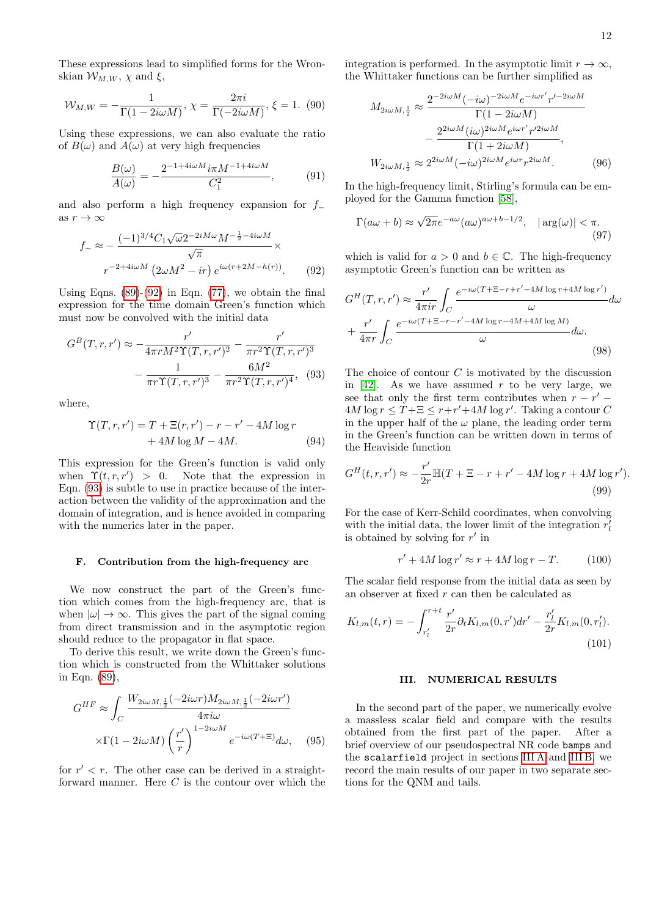These expressions lead to simplified forms for the Wronskian $\mathcal{W}_{M,W}$, $\chi$ and $\xi$,

$$\mathcal{W}_{M,W} = -\frac{1}{\Gamma(1-2i\omega M)},\ \chi = \frac{2\pi i}{\Gamma(-2i\omega M)},\ \xi = 1. \quad (90)$$

Using these expressions, we can also evaluate the ratio of $B(\omega)$ and $A(\omega)$ at very high frequencies

$$\frac{B(\omega)}{A(\omega)} = -\frac{2^{-1+4i\omega M} i\pi M^{-1+4i\omega M}}{C_1^2}, \quad (91)$$

and also perform a high frequency expansion for $f_-$ as $r \to \infty$

$$f_- \approx -\frac{(-1)^{3/4} C_1 \sqrt{\omega} 2^{-2iM\omega} M^{-\frac{1}{2}-4i\omega M}}{\sqrt{\pi}} \times r^{-2+4i\omega M}\left(2\omega M^2 - ir\right) e^{i\omega(r+2M-h(r))}. \quad (92)$$

Using Eqns. (89)-(92) in Eqn. (77), we obtain the final expression for the time domain Green's function which must now be convolved with the initial data

$$G^B(T,r,r') \approx -\frac{r'}{4\pi r M^2 \Upsilon(T,r,r')^2} - \frac{r'}{\pi r^2 \Upsilon(T,r,r')^3} - \frac{1}{\pi r \Upsilon(T,r,r')^3} - \frac{6M^2}{\pi r^2 \Upsilon(T,r,r')^4}, \quad (93)$$

where,

$$\Upsilon(T,r,r') = T + \Xi(r,r') - r - r' - 4M\log r + 4M\log M - 4M. \quad (94)$$

This expression for the Green's function is valid only when $\Upsilon(t,r,r') > 0$. Note that the expression in Eqn. (93) is subtle to use in practice because of the interaction between the validity of the approximation and the domain of integration, and is hence avoided in comparing with the numerics later in the paper.

### F. Contribution from the high-frequency arc

We now construct the part of the Green's function which comes from the high-frequency arc, that is when $|\omega| \to \infty$. This gives the part of the signal coming from direct transmission and in the asymptotic region should reduce to the propagator in flat space.

To derive this result, we write down the Green's function which is constructed from the Whittaker solutions in Eqn. (89),

$$G^{HF} \approx \int_C \frac{W_{2i\omega M,\frac{1}{2}}(-2i\omega r) M_{2i\omega M,\frac{1}{2}}(-2i\omega r')}{4\pi i\omega} \times \Gamma(1-2i\omega M)\left(\frac{r'}{r}\right)^{1-2i\omega M} e^{-i\omega(T+\Xi)} d\omega, \quad (95)$$

for $r' < r$. The other case can be derived in a straightforward manner. Here $C$ is the contour over which the integration is performed. In the asymptotic limit $r \to \infty$, the Whittaker functions can be further simplified as

$$M_{2i\omega M,\frac{1}{2}} \approx \frac{2^{-2i\omega M}(-i\omega)^{-2i\omega M} e^{-i\omega r'} r'^{-2i\omega M}}{\Gamma(1-2i\omega M)} - \frac{2^{2i\omega M}(i\omega)^{2i\omega M} e^{i\omega r'} r'^{2i\omega M}}{\Gamma(1+2i\omega M)},$$
$$W_{2i\omega M,\frac{1}{2}} \approx 2^{2i\omega M}(-i\omega)^{2i\omega M} e^{i\omega r} r^{2i\omega M}. \quad (96)$$

In the high-frequency limit, Stirling's formula can be employed for the Gamma function [58],

$$\Gamma(a\omega + b) \approx \sqrt{2\pi} e^{-a\omega}(a\omega)^{a\omega+b-1/2}, \quad |\arg(\omega)| < \pi. \quad (97)$$

which is valid for $a > 0$ and $b \in \mathbb{C}$. The high-frequency asymptotic Green's function can be written as

$$G^H(T,r,r') \approx \frac{r'}{4\pi i r}\int_C \frac{e^{-i\omega(T+\Xi-r+r'-4M\log r+4M\log r')}}{\omega} d\omega + \frac{r'}{4\pi r}\int_C \frac{e^{-i\omega(T+\Xi-r-r'-4M\log r-4M+4M\log M)}}{\omega} d\omega. \quad (98)$$

The choice of contour $C$ is motivated by the discussion in [42]. As we have assumed $r$ to be very large, we see that only the first term contributes when $r - r' - 4M\log r \le T+\Xi \le r+r'+4M\log r'$. Taking a contour $C$ in the upper half of the $\omega$ plane, the leading order term in the Green's function can be written down in terms of the Heaviside function

$$G^H(t,r,r') \approx -\frac{r'}{2r}\mathbb{H}(T+\Xi-r+r'-4M\log r+4M\log r'). \quad (99)$$

For the case of Kerr-Schild coordinates, when convolving with the initial data, the lower limit of the integration $r'_l$ is obtained by solving for $r'$ in

$$r' + 4M\log r' \approx r + 4M\log r - T. \quad (100)$$

The scalar field response from the initial data as seen by an observer at fixed $r$ can then be calculated as

$$K_{l,m}(t,r) = -\int_{r'_l}^{r+t} \frac{r'}{2r}\partial_t K_{l,m}(0,r') dr' - \frac{r'_l}{2r}K_{l,m}(0,r'_l). \quad (101)$$

## III. NUMERICAL RESULTS

In the second part of the paper, we numerically evolve a massless scalar field and compare with the results obtained from the first part of the paper. After a brief overview of our pseudospectral NR code `bamps` and the `scalarfield` project in sections III A and III B, we record the main results of our paper in two separate sections for the QNM and tails.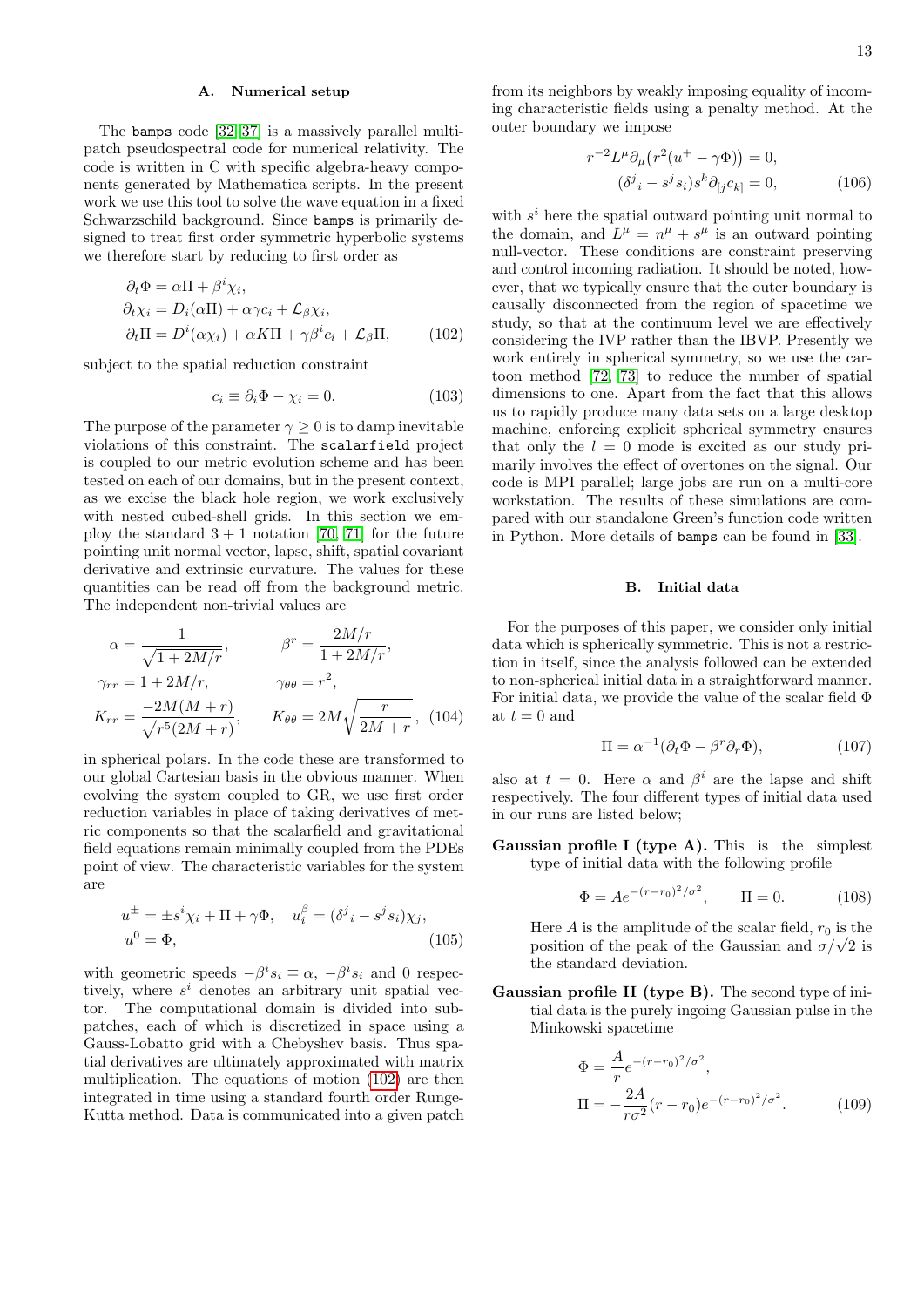### A. Numerical setup

The `bamps` code [32–37] is a massively parallel multi-patch pseudospectral code for numerical relativity. The code is written in C with specific algebra-heavy components generated by Mathematica scripts. In the present work we use this tool to solve the wave equation in a fixed Schwarzschild background. Since `bamps` is primarily designed to treat first order symmetric hyperbolic systems we therefore start by reducing to first order as

$$
\begin{aligned}
\partial_t \Phi &= \alpha \Pi + \beta^i \chi_i, \\
\partial_t \chi_i &= D_i(\alpha \Pi) + \alpha \gamma c_i + \mathcal{L}_\beta \chi_i, \\
\partial_t \Pi &= D^i(\alpha \chi_i) + \alpha K \Pi + \gamma \beta^i c_i + \mathcal{L}_\beta \Pi,
\end{aligned} \tag{102}
$$

subject to the spatial reduction constraint

$$
c_i \equiv \partial_i \Phi - \chi_i = 0. \tag{103}
$$

The purpose of the parameter $\gamma \geq 0$ is to damp inevitable violations of this constraint. The `scalarfield` project is coupled to our metric evolution scheme and has been tested on each of our domains, but in the present context, as we excise the black hole region, we work exclusively with nested cubed-shell grids. In this section we employ the standard $3+1$ notation [70, 71] for the future pointing unit normal vector, lapse, shift, spatial covariant derivative and extrinsic curvature. The values for these quantities can be read off from the background metric. The independent non-trivial values are

$$
\begin{aligned}
\alpha &= \frac{1}{\sqrt{1+2M/r}}, & \beta^r &= \frac{2M/r}{1+2M/r}, \\
\gamma_{rr} &= 1 + 2M/r, & \gamma_{\theta\theta} &= r^2, \\
K_{rr} &= \frac{-2M(M+r)}{\sqrt{r^5(2M+r)}}, & K_{\theta\theta} &= 2M\sqrt{\frac{r}{2M+r}},
\end{aligned} \tag{104}
$$

in spherical polars. In the code these are transformed to our global Cartesian basis in the obvious manner. When evolving the system coupled to GR, we use first order reduction variables in place of taking derivatives of metric components so that the scalarfield and gravitational field equations remain minimally coupled from the PDEs point of view. The characteristic variables for the system are

$$
\begin{aligned}
u^{\pm} &= \pm s^i \chi_i + \Pi + \gamma \Phi, \quad u_i^{\beta} = (\delta^j{}_i - s^j s_i)\chi_j, \\
u^0 &= \Phi,
\end{aligned} \tag{105}
$$

with geometric speeds $-\beta^i s_i \mp \alpha$, $-\beta^i s_i$ and 0 respectively, where $s^i$ denotes an arbitrary unit spatial vector. The computational domain is divided into subpatches, each of which is discretized in space using a Gauss-Lobatto grid with a Chebyshev basis. Thus spatial derivatives are ultimately approximated with matrix multiplication. The equations of motion (102) are then integrated in time using a standard fourth order Runge-Kutta method. Data is communicated into a given patch from its neighbors by weakly imposing equality of incoming characteristic fields using a penalty method. At the outer boundary we impose

$$
\begin{aligned}
r^{-2} L^\mu \partial_\mu \big(r^2(u^+ - \gamma \Phi)\big) &= 0, \\
(\delta^j{}_i - s^j s_i) s^k \partial_{[j} c_{k]} &= 0,
\end{aligned} \tag{106}
$$

with $s^i$ here the spatial outward pointing unit normal to the domain, and $L^\mu = n^\mu + s^\mu$ is an outward pointing null-vector. These conditions are constraint preserving and control incoming radiation. It should be noted, however, that we typically ensure that the outer boundary is causally disconnected from the region of spacetime we study, so that at the continuum level we are effectively considering the IVP rather than the IBVP. Presently we work entirely in spherical symmetry, so we use the cartoon method [72, 73] to reduce the number of spatial dimensions to one. Apart from the fact that this allows us to rapidly produce many data sets on a large desktop machine, enforcing explicit spherical symmetry ensures that only the $l = 0$ mode is excited as our study primarily involves the effect of overtones on the signal. Our code is MPI parallel; large jobs are run on a multi-core workstation. The results of these simulations are compared with our standalone Green's function code written in Python. More details of `bamps` can be found in [33].

### B. Initial data

For the purposes of this paper, we consider only initial data which is spherically symmetric. This is not a restriction in itself, since the analysis followed can be extended to non-spherical initial data in a straightforward manner. For initial data, we provide the value of the scalar field $\Phi$ at $t = 0$ and

$$
\Pi = \alpha^{-1}(\partial_t \Phi - \beta^r \partial_r \Phi), \tag{107}
$$

also at $t = 0$. Here $\alpha$ and $\beta^i$ are the lapse and shift respectively. The four different types of initial data used in our runs are listed below;

**Gaussian profile I (type A).** This is the simplest type of initial data with the following profile

$$
\Phi = A e^{-(r-r_0)^2/\sigma^2}, \qquad \Pi = 0. \tag{108}
$$

Here $A$ is the amplitude of the scalar field, $r_0$ is the position of the peak of the Gaussian and $\sigma/\sqrt{2}$ is the standard deviation.

**Gaussian profile II (type B).** The second type of initial data is the purely ingoing Gaussian pulse in the Minkowski spacetime

$$
\begin{aligned}
\Phi &= \frac{A}{r} e^{-(r-r_0)^2/\sigma^2}, \\
\Pi &= -\frac{2A}{r\sigma^2}(r - r_0) e^{-(r-r_0)^2/\sigma^2}.
\end{aligned} \tag{109}
$$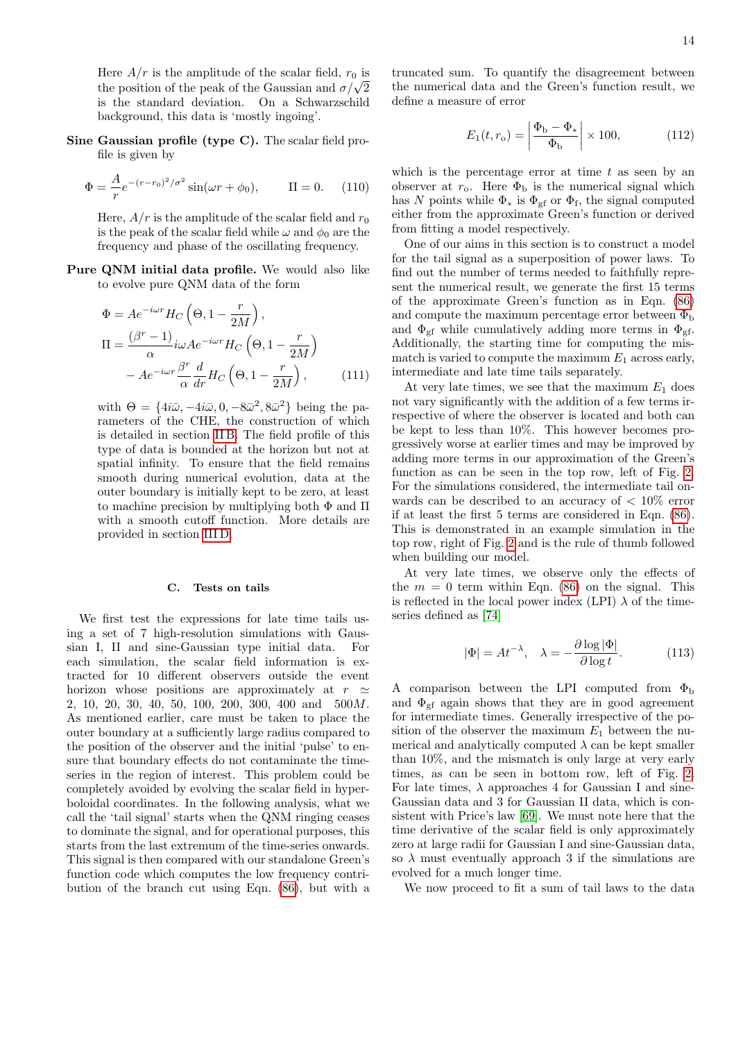Here $A/r$ is the amplitude of the scalar field, $r_0$ is the position of the peak of the Gaussian and $\sigma/\sqrt{2}$ is the standard deviation. On a Schwarzschild background, this data is 'mostly ingoing'.

**Sine Gaussian profile (type C).** The scalar field profile is given by

$$\Phi = \frac{A}{r} e^{-(r-r_0)^2/\sigma^2} \sin(\omega r + \phi_0), \qquad \Pi = 0. \tag{110}$$

Here, $A/r$ is the amplitude of the scalar field and $r_0$ is the peak of the scalar field while $\omega$ and $\phi_0$ are the frequency and phase of the oscillating frequency.

**Pure QNM initial data profile.** We would also like to evolve pure QNM data of the form

$$\begin{aligned}
\Phi &= A e^{-i\omega r} H_C\left(\Theta, 1 - \frac{r}{2M}\right), \\
\Pi &= \frac{(\beta^r - 1)}{\alpha} i\omega A e^{-i\omega r} H_C\left(\Theta, 1 - \frac{r}{2M}\right) \\
&\quad - A e^{-i\omega r} \frac{\beta^r}{\alpha} \frac{d}{dr} H_C\left(\Theta, 1 - \frac{r}{2M}\right),
\end{aligned} \tag{111}$$

with $\Theta = \{4i\bar{\omega}, -4i\bar{\omega}, 0, -8\bar{\omega}^2, 8\bar{\omega}^2\}$ being the parameters of the CHE, the construction of which is detailed in section II B. The field profile of this type of data is bounded at the horizon but not at spatial infinity. To ensure that the field remains smooth during numerical evolution, data at the outer boundary is initially kept to be zero, at least to machine precision by multiplying both $\Phi$ and $\Pi$ with a smooth cutoff function. More details are provided in section III D.

### C. Tests on tails

We first test the expressions for late time tails using a set of 7 high-resolution simulations with Gaussian I, II and sine-Gaussian type initial data. For each simulation, the scalar field information is extracted for 10 different observers outside the event horizon whose positions are approximately at $r \simeq$ 2, 10, 20, 30, 40, 50, 100, 200, 300, 400 and $500M$. As mentioned earlier, care must be taken to place the outer boundary at a sufficiently large radius compared to the position of the observer and the initial 'pulse' to ensure that boundary effects do not contaminate the time-series in the region of interest. This problem could be completely avoided by evolving the scalar field in hyperboloidal coordinates. In the following analysis, what we call the 'tail signal' starts when the QNM ringing ceases to dominate the signal, and for operational purposes, this starts from the last extremum of the time-series onwards. This signal is then compared with our standalone Green's function code which computes the low frequency contribution of the branch cut using Eqn. (86), but with a truncated sum. To quantify the disagreement between the numerical data and the Green's function result, we define a measure of error

$$E_1(t, r_o) = \left| \frac{\Phi_b - \Phi_*}{\Phi_b} \right| \times 100, \tag{112}$$

which is the percentage error at time $t$ as seen by an observer at $r_o$. Here $\Phi_b$ is the numerical signal which has $N$ points while $\Phi_*$ is $\Phi_{gf}$ or $\Phi_f$, the signal computed either from the approximate Green's function or derived from fitting a model respectively.

One of our aims in this section is to construct a model for the tail signal as a superposition of power laws. To find out the number of terms needed to faithfully represent the numerical result, we generate the first 15 terms of the approximate Green's function as in Eqn. (86) and compute the maximum percentage error between $\Phi_b$ and $\Phi_{gf}$ while cumulatively adding more terms in $\Phi_{gf}$. Additionally, the starting time for computing the mismatch is varied to compute the maximum $E_1$ across early, intermediate and late time tails separately.

At very late times, we see that the maximum $E_1$ does not vary significantly with the addition of a few terms irrespective of where the observer is located and both can be kept to less than 10%. This however becomes progressively worse at earlier times and may be improved by adding more terms in our approximation of the Green's function as can be seen in the top row, left of Fig. 2. For the simulations considered, the intermediate tail onwards can be described to an accuracy of < 10% error if at least the first 5 terms are considered in Eqn. (86). This is demonstrated in an example simulation in the top row, right of Fig. 2 and is the rule of thumb followed when building our model.

At very late times, we observe only the effects of the $m = 0$ term within Eqn. (86) on the signal. This is reflected in the local power index (LPI) $\lambda$ of the time-series defined as [74]

$$|\Phi| = A t^{-\lambda}, \quad \lambda = -\frac{\partial \log |\Phi|}{\partial \log t}. \tag{113}$$

A comparison between the LPI computed from $\Phi_b$ and $\Phi_{gf}$ again shows that they are in good agreement for intermediate times. Generally irrespective of the position of the observer the maximum $E_1$ between the numerical and analytically computed $\lambda$ can be kept smaller than 10%, and the mismatch is only large at very early times, as can be seen in bottom row, left of Fig. 2. For late times, $\lambda$ approaches 4 for Gaussian I and sine-Gaussian data and 3 for Gaussian II data, which is consistent with Price's law [69]. We must note here that the time derivative of the scalar field is only approximately zero at large radii for Gaussian I and sine-Gaussian data, so $\lambda$ must eventually approach 3 if the simulations are evolved for a much longer time.

We now proceed to fit a sum of tail laws to the data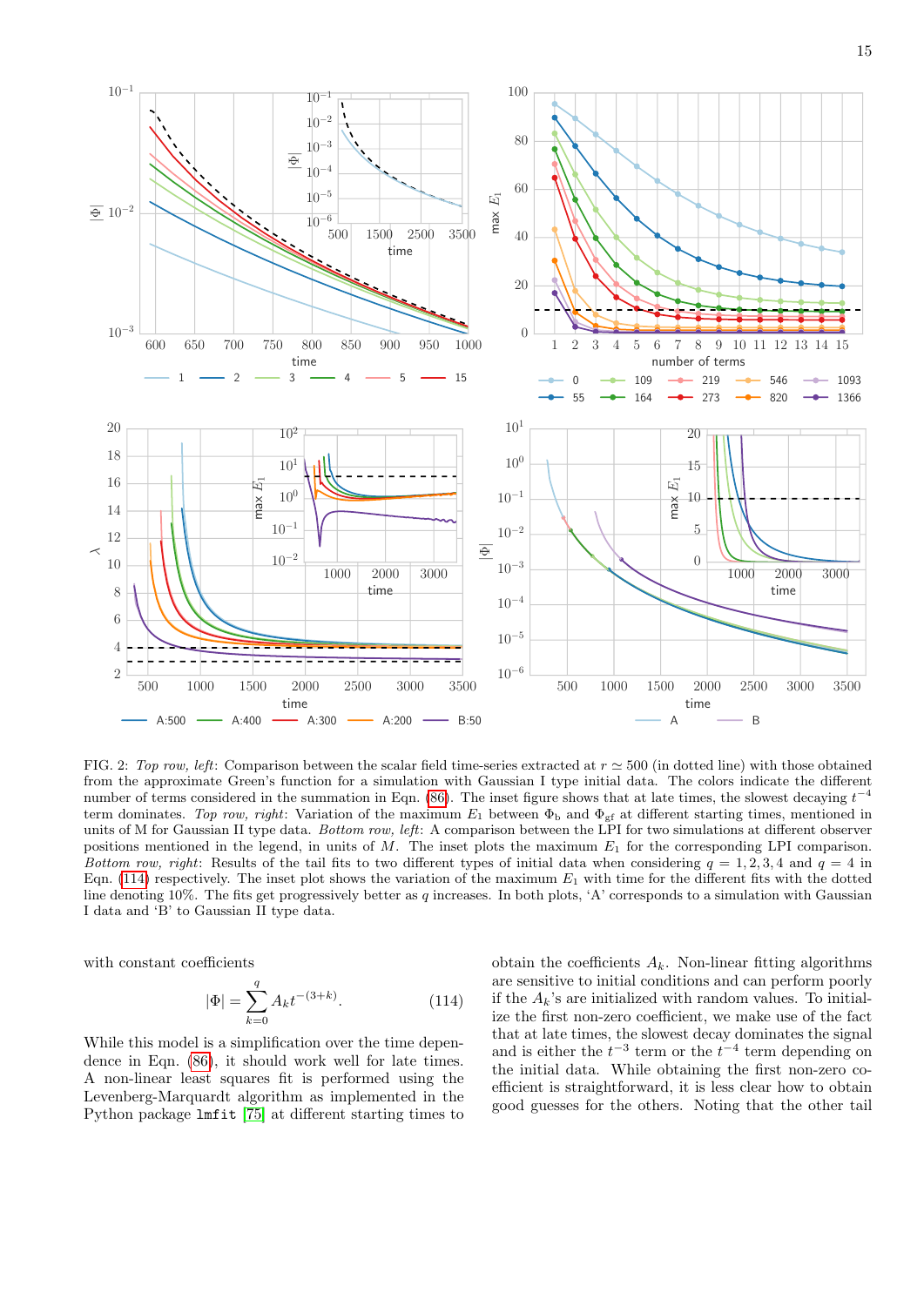FIG. 2: *Top row, left*: Comparison between the scalar field time-series extracted at $r \simeq 500$ (in dotted line) with those obtained from the approximate Green's function for a simulation with Gaussian I type initial data. The colors indicate the different number of terms considered in the summation in Eqn. (86). The inset figure shows that at late times, the slowest decaying $t^{-4}$ term dominates. *Top row, right*: Variation of the maximum $E_1$ between $\Phi_b$ and $\Phi_{gf}$ at different starting times, mentioned in units of M for Gaussian II type data. *Bottom row, left*: A comparison between the LPI for two simulations at different observer positions mentioned in the legend, in units of $M$. The inset plots the maximum $E_1$ for the corresponding LPI comparison. *Bottom row, right*: Results of the tail fits to two different types of initial data when considering $q = 1, 2, 3, 4$ and $q = 4$ in Eqn. (114) respectively. The inset plot shows the variation of the maximum $E_1$ with time for the different fits with the dotted line denoting 10%. The fits get progressively better as $q$ increases. In both plots, 'A' corresponds to a simulation with Gaussian I data and 'B' to Gaussian II type data.

with constant coefficients

$$|\Phi| = \sum_{k=0}^{q} A_k t^{-(3+k)}. \tag{114}$$

While this model is a simplification over the time dependence in Eqn. (86), it should work well for late times. A non-linear least squares fit is performed using the Levenberg-Marquardt algorithm as implemented in the Python package `lmfit` [75] at different starting times to obtain the coefficients $A_k$. Non-linear fitting algorithms are sensitive to initial conditions and can perform poorly if the $A_k$'s are initialized with random values. To initialize the first non-zero coefficient, we make use of the fact that at late times, the slowest decay dominates the signal and is either the $t^{-3}$ term or the $t^{-4}$ term depending on the initial data. While obtaining the first non-zero coefficient is straightforward, it is less clear how to obtain good guesses for the others. Noting that the other tail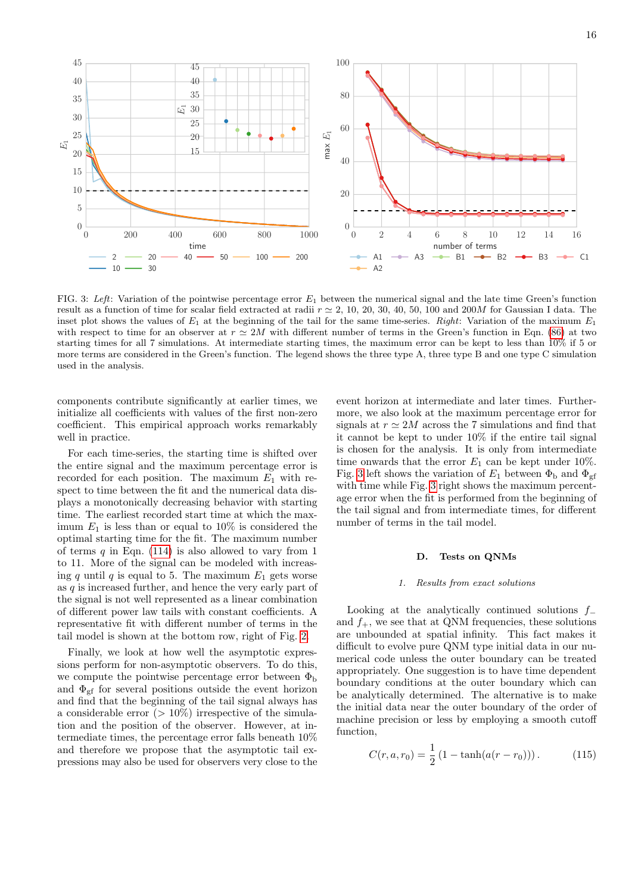FIG. 3: *Left*: Variation of the pointwise percentage error $E_1$ between the numerical signal and the late time Green's function result as a function of time for scalar field extracted at radii $r \simeq 2$, 10, 20, 30, 40, 50, 100 and $200M$ for Gaussian I data. The inset plot shows the values of $E_1$ at the beginning of the tail for the same time-series. *Right*: Variation of the maximum $E_1$ with respect to time for an observer at $r \simeq 2M$ with different number of terms in the Green's function in Eqn. (86) at two starting times for all 7 simulations. At intermediate starting times, the maximum error can be kept to less than 10% if 5 or more terms are considered in the Green's function. The legend shows the three type A, three type B and one type C simulation used in the analysis.

components contribute significantly at earlier times, we initialize all coefficients with values of the first non-zero coefficient. This empirical approach works remarkably well in practice.

For each time-series, the starting time is shifted over the entire signal and the maximum percentage error is recorded for each position. The maximum $E_1$ with respect to time between the fit and the numerical data displays a monotonically decreasing behavior with starting time. The earliest recorded start time at which the maximum $E_1$ is less than or equal to 10% is considered the optimal starting time for the fit. The maximum number of terms $q$ in Eqn. (114) is also allowed to vary from 1 to 11. More of the signal can be modeled with increasing $q$ until $q$ is equal to 5. The maximum $E_1$ gets worse as $q$ is increased further, and hence the very early part of the signal is not well represented as a linear combination of different power law tails with constant coefficients. A representative fit with different number of terms in the tail model is shown at the bottom row, right of Fig. 2.

Finally, we look at how well the asymptotic expressions perform for non-asymptotic observers. To do this, we compute the pointwise percentage error between $\Phi_{\rm b}$ and $\Phi_{\rm gf}$ for several positions outside the event horizon and find that the beginning of the tail signal always has a considerable error ($> 10\%$) irrespective of the simulation and the position of the observer. However, at intermediate times, the percentage error falls beneath 10% and therefore we propose that the asymptotic tail expressions may also be used for observers very close to the event horizon at intermediate and later times. Furthermore, we also look at the maximum percentage error for signals at $r \simeq 2M$ across the 7 simulations and find that it cannot be kept to under 10% if the entire tail signal is chosen for the analysis. It is only from intermediate time onwards that the error $E_1$ can be kept under 10%. Fig. 3 left shows the variation of $E_1$ between $\Phi_{\rm b}$ and $\Phi_{\rm gf}$ with time while Fig. 3 right shows the maximum percentage error when the fit is performed from the beginning of the tail signal and from intermediate times, for different number of terms in the tail model.

### D. Tests on QNMs

#### 1. *Results from exact solutions*

Looking at the analytically continued solutions $f_-$ and $f_+$, we see that at QNM frequencies, these solutions are unbounded at spatial infinity. This fact makes it difficult to evolve pure QNM type initial data in our numerical code unless the outer boundary can be treated appropriately. One suggestion is to have time dependent boundary conditions at the outer boundary which can be analytically determined. The alternative is to make the initial data near the outer boundary of the order of machine precision or less by employing a smooth cutoff function,

$$C(r, a, r_0) = \frac{1}{2}\left(1 - \tanh(a(r - r_0))\right). \qquad (115)$$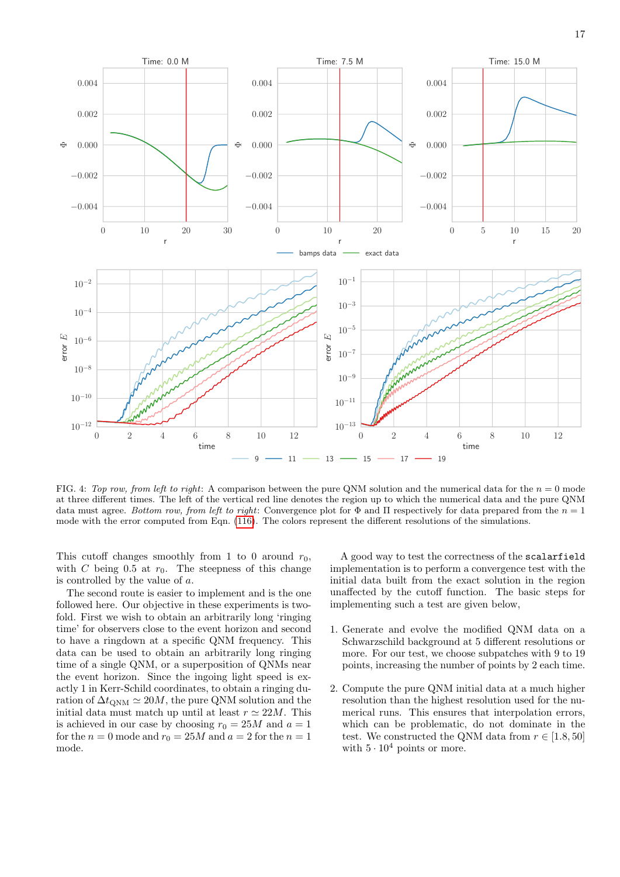FIG. 4: *Top row, from left to right*: A comparison between the pure QNM solution and the numerical data for the $n = 0$ mode at three different times. The left of the vertical red line denotes the region up to which the numerical data and the pure QNM data must agree. *Bottom row, from left to right*: Convergence plot for $\Phi$ and $\Pi$ respectively for data prepared from the $n = 1$ mode with the error computed from Eqn. (116). The colors represent the different resolutions of the simulations.

This cutoff changes smoothly from 1 to 0 around $r_0$, with $C$ being 0.5 at $r_0$. The steepness of this change is controlled by the value of $a$.

The second route is easier to implement and is the one followed here. Our objective in these experiments is two-fold. First we wish to obtain an arbitrarily long 'ringing time' for observers close to the event horizon and second to have a ringdown at a specific QNM frequency. This data can be used to obtain an arbitrarily long ringing time of a single QNM, or a superposition of QNMs near the event horizon. Since the ingoing light speed is exactly 1 in Kerr-Schild coordinates, to obtain a ringing duration of $\Delta t_{\mathrm{QNM}} \simeq 20M$, the pure QNM solution and the initial data must match up until at least $r \simeq 22M$. This is achieved in our case by choosing $r_0 = 25M$ and $a = 1$ for the $n = 0$ mode and $r_0 = 25M$ and $a = 2$ for the $n = 1$ mode.

A good way to test the correctness of the `scalarfield` implementation is to perform a convergence test with the initial data built from the exact solution in the region unaffected by the cutoff function. The basic steps for implementing such a test are given below,

1. Generate and evolve the modified QNM data on a Schwarzschild background at 5 different resolutions or more. For our test, we choose subpatches with 9 to 19 points, increasing the number of points by 2 each time.

2. Compute the pure QNM initial data at a much higher resolution than the highest resolution used for the numerical runs. This ensures that interpolation errors, which can be problematic, do not dominate in the test. We constructed the QNM data from $r \in [1.8, 50]$ with $5 \cdot 10^4$ points or more.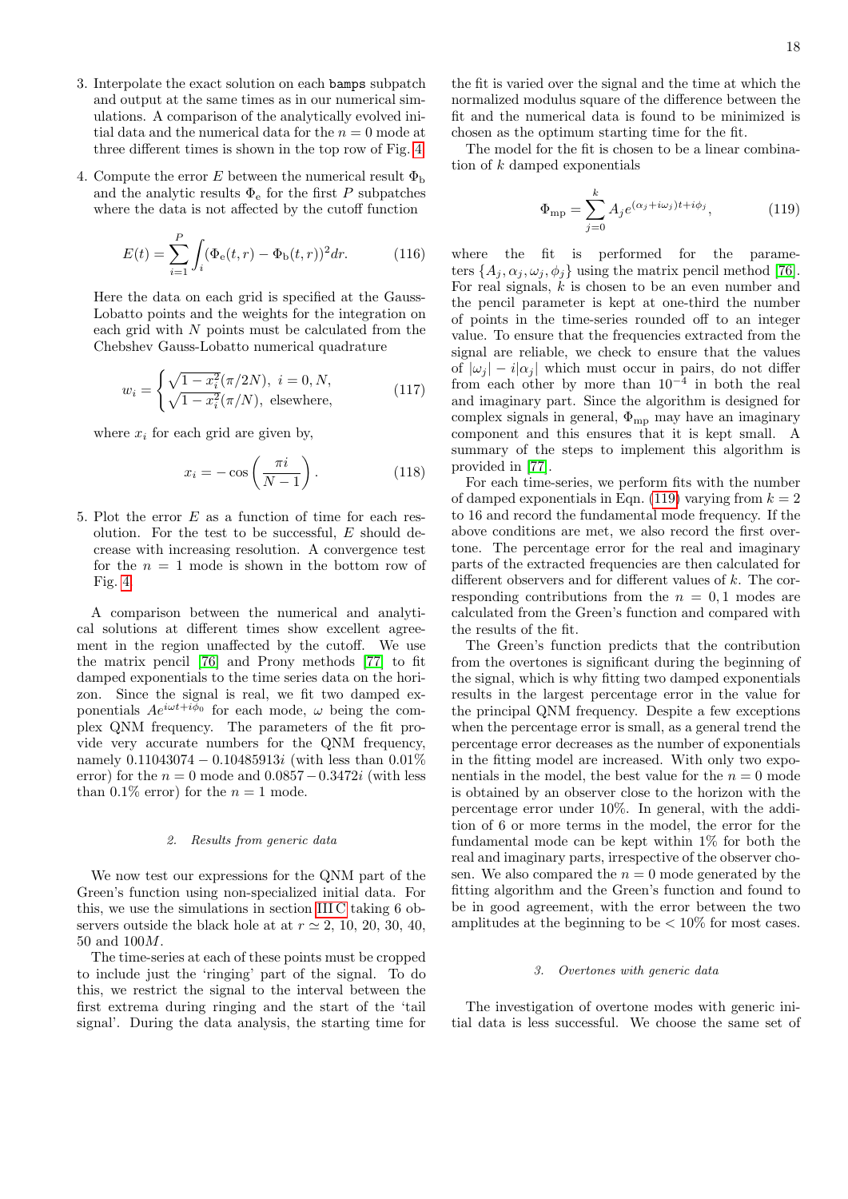3. Interpolate the exact solution on each `bamps` subpatch and output at the same times as in our numerical simulations. A comparison of the analytically evolved initial data and the numerical data for the $n = 0$ mode at three different times is shown in the top row of Fig. 4.

4. Compute the error $E$ between the numerical result $\Phi_{\rm b}$ and the analytic results $\Phi_{\rm e}$ for the first $P$ subpatches where the data is not affected by the cutoff function

$$E(t) = \sum_{i=1}^{P} \int_i (\Phi_{\rm e}(t,r) - \Phi_{\rm b}(t,r))^2 dr. \tag{116}$$

Here the data on each grid is specified at the Gauss-Lobatto points and the weights for the integration on each grid with $N$ points must be calculated from the Chebshev Gauss-Lobatto numerical quadrature

$$w_i = \begin{cases} \sqrt{1-x_i^2}(\pi/2N), \ i = 0, N, \\ \sqrt{1-x_i^2}(\pi/N), \ \text{elsewhere}, \end{cases} \tag{117}$$

where $x_i$ for each grid are given by,

$$x_i = -\cos\left(\frac{\pi i}{N-1}\right). \tag{118}$$

5. Plot the error $E$ as a function of time for each resolution. For the test to be successful, $E$ should decrease with increasing resolution. A convergence test for the $n = 1$ mode is shown in the bottom row of Fig. 4.

A comparison between the numerical and analytical solutions at different times show excellent agreement in the region unaffected by the cutoff. We use the matrix pencil [76] and Prony methods [77] to fit damped exponentials to the time series data on the horizon. Since the signal is real, we fit two damped exponentials $Ae^{i\omega t + i\phi_0}$ for each mode, $\omega$ being the complex QNM frequency. The parameters of the fit provide very accurate numbers for the QNM frequency, namely $0.11043074 - 0.10485913i$ (with less than 0.01% error) for the $n = 0$ mode and $0.0857 - 0.3472i$ (with less than 0.1% error) for the $n = 1$ mode.

#### 2. Results from generic data

We now test our expressions for the QNM part of the Green's function using non-specialized initial data. For this, we use the simulations in section III C taking 6 observers outside the black hole at at $r \simeq 2$, 10, 20, 30, 40, 50 and $100M$.

The time-series at each of these points must be cropped to include just the 'ringing' part of the signal. To do this, we restrict the signal to the interval between the first extrema during ringing and the start of the 'tail signal'. During the data analysis, the starting time for the fit is varied over the signal and the time at which the normalized modulus square of the difference between the fit and the numerical data is found to be minimized is chosen as the optimum starting time for the fit.

The model for the fit is chosen to be a linear combination of $k$ damped exponentials

$$\Phi_{\rm mp} = \sum_{j=0}^{k} A_j e^{(\alpha_j + i\omega_j)t + i\phi_j}, \tag{119}$$

where the fit is performed for the parameters $\{A_j, \alpha_j, \omega_j, \phi_j\}$ using the matrix pencil method [76]. For real signals, $k$ is chosen to be an even number and the pencil parameter is kept at one-third the number of points in the time-series rounded off to an integer value. To ensure that the frequencies extracted from the signal are reliable, we check to ensure that the values of $|\omega_j| - i|\alpha_j|$ which must occur in pairs, do not differ from each other by more than $10^{-4}$ in both the real and imaginary part. Since the algorithm is designed for complex signals in general, $\Phi_{\rm mp}$ may have an imaginary component and this ensures that it is kept small. A summary of the steps to implement this algorithm is provided in [77].

For each time-series, we perform fits with the number of damped exponentials in Eqn. (119) varying from $k = 2$ to 16 and record the fundamental mode frequency. If the above conditions are met, we also record the first overtone. The percentage error for the real and imaginary parts of the extracted frequencies are then calculated for different observers and for different values of $k$. The corresponding contributions from the $n = 0, 1$ modes are calculated from the Green's function and compared with the results of the fit.

The Green's function predicts that the contribution from the overtones is significant during the beginning of the signal, which is why fitting two damped exponentials results in the largest percentage error in the value for the principal QNM frequency. Despite a few exceptions when the percentage error is small, as a general trend the percentage error decreases as the number of exponentials in the fitting model are increased. With only two exponentials in the model, the best value for the $n = 0$ mode is obtained by an observer close to the horizon with the percentage error under 10%. In general, with the addition of 6 or more terms in the model, the error for the fundamental mode can be kept within 1% for both the real and imaginary parts, irrespective of the observer chosen. We also compared the $n = 0$ mode generated by the fitting algorithm and the Green's function and found to be in good agreement, with the error between the two amplitudes at the beginning to be $< 10\%$ for most cases.

#### 3. Overtones with generic data

The investigation of overtone modes with generic initial data is less successful. We choose the same set of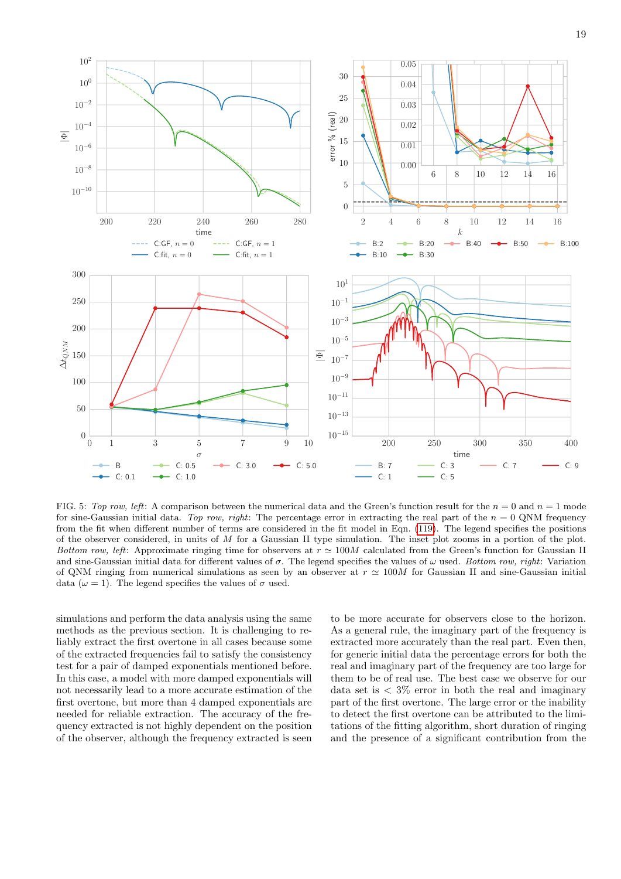FIG. 5: *Top row, left*: A comparison between the numerical data and the Green's function result for the $n = 0$ and $n = 1$ mode for sine-Gaussian initial data. *Top row, right*: The percentage error in extracting the real part of the $n = 0$ QNM frequency from the fit when different number of terms are considered in the fit model in Eqn. (119). The legend specifies the positions of the observer considered, in units of $M$ for a Gaussian II type simulation. The inset plot zooms in a portion of the plot. *Bottom row, left*: Approximate ringing time for observers at $r \simeq 100M$ calculated from the Green's function for Gaussian II and sine-Gaussian initial data for different values of $\sigma$. The legend specifies the values of $\omega$ used. *Bottom row, right*: Variation of QNM ringing from numerical simulations as seen by an observer at $r \simeq 100M$ for Gaussian II and sine-Gaussian initial data ($\omega = 1$). The legend specifies the values of $\sigma$ used.

simulations and perform the data analysis using the same methods as the previous section. It is challenging to reliably extract the first overtone in all cases because some of the extracted frequencies fail to satisfy the consistency test for a pair of damped exponentials mentioned before. In this case, a model with more damped exponentials will not necessarily lead to a more accurate estimation of the first overtone, but more than 4 damped exponentials are needed for reliable extraction. The accuracy of the frequency extracted is not highly dependent on the position of the observer, although the frequency extracted is seen to be more accurate for observers close to the horizon. As a general rule, the imaginary part of the frequency is extracted more accurately than the real part. Even then, for generic initial data the percentage errors for both the real and imaginary part of the frequency are too large for them to be of real use. The best case we observe for our data set is $< 3\%$ error in both the real and imaginary part of the first overtone. The large error or the inability to detect the first overtone can be attributed to the limitations of the fitting algorithm, short duration of ringing and the presence of a significant contribution from the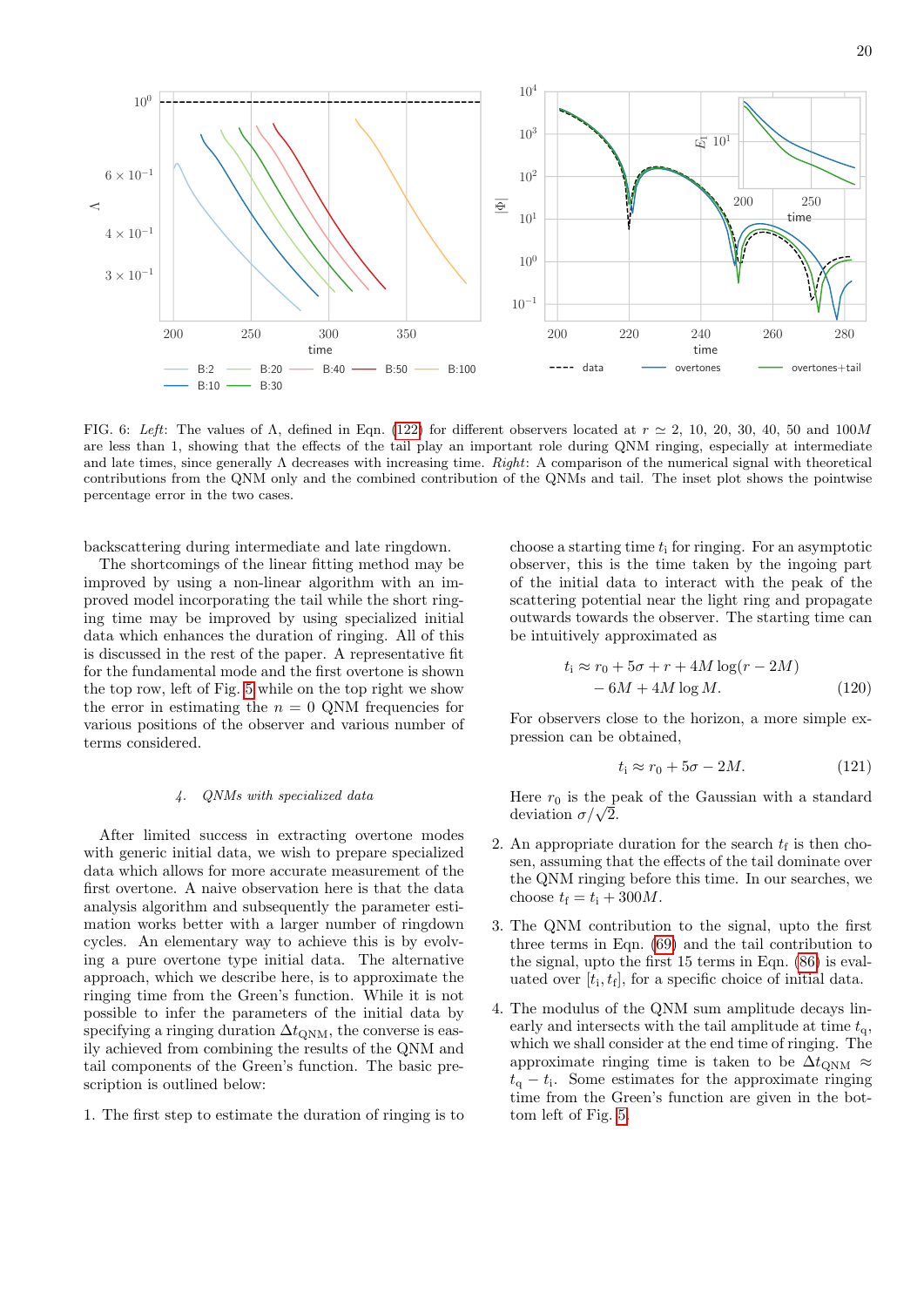FIG. 6: *Left*: The values of Λ, defined in Eqn. (122) for different observers located at $r \simeq 2$, 10, 20, 30, 40, 50 and $100M$ are less than 1, showing that the effects of the tail play an important role during QNM ringing, especially at intermediate and late times, since generally Λ decreases with increasing time. *Right*: A comparison of the numerical signal with theoretical contributions from the QNM only and the combined contribution of the QNMs and tail. The inset plot shows the pointwise percentage error in the two cases.

backscattering during intermediate and late ringdown.

The shortcomings of the linear fitting method may be improved by using a non-linear algorithm with an improved model incorporating the tail while the short ringing time may be improved by using specialized initial data which enhances the duration of ringing. All of this is discussed in the rest of the paper. A representative fit for the fundamental mode and the first overtone is shown the top row, left of Fig. 5 while on the top right we show the error in estimating the $n = 0$ QNM frequencies for various positions of the observer and various number of terms considered.

#### 4. QNMs with specialized data

After limited success in extracting overtone modes with generic initial data, we wish to prepare specialized data which allows for more accurate measurement of the first overtone. A naive observation here is that the data analysis algorithm and subsequently the parameter estimation works better with a larger number of ringdown cycles. An elementary way to achieve this is by evolving a pure overtone type initial data. The alternative approach, which we describe here, is to approximate the ringing time from the Green's function. While it is not possible to infer the parameters of the initial data by specifying a ringing duration $\Delta t_{\rm QNM}$, the converse is easily achieved from combining the results of the QNM and tail components of the Green's function. The basic prescription is outlined below:

1. The first step to estimate the duration of ringing is to choose a starting time $t_{\rm i}$ for ringing. For an asymptotic observer, this is the time taken by the ingoing part of the initial data to interact with the peak of the scattering potential near the light ring and propagate outwards towards the observer. The starting time can be intuitively approximated as

$$t_{\rm i} \approx r_0 + 5\sigma + r + 4M\log(r - 2M) \\ - 6M + 4M\log M. \qquad (120)$$

For observers close to the horizon, a more simple expression can be obtained,

$$t_{\rm i} \approx r_0 + 5\sigma - 2M. \qquad (121)$$

Here $r_0$ is the peak of the Gaussian with a standard deviation $\sigma/\sqrt{2}$.

2. An appropriate duration for the search $t_{\rm f}$ is then chosen, assuming that the effects of the tail dominate over the QNM ringing before this time. In our searches, we choose $t_{\rm f} = t_{\rm i} + 300M$.

3. The QNM contribution to the signal, upto the first three terms in Eqn. (69) and the tail contribution to the signal, upto the first 15 terms in Eqn. (86) is evaluated over $[t_{\rm i}, t_{\rm f}]$, for a specific choice of initial data.

4. The modulus of the QNM sum amplitude decays linearly and intersects with the tail amplitude at time $t_{\rm q}$, which we shall consider at the end time of ringing. The approximate ringing time is taken to be $\Delta t_{\rm QNM} \approx t_{\rm q} - t_{\rm i}$. Some estimates for the approximate ringing time from the Green's function are given in the bottom left of Fig. 5.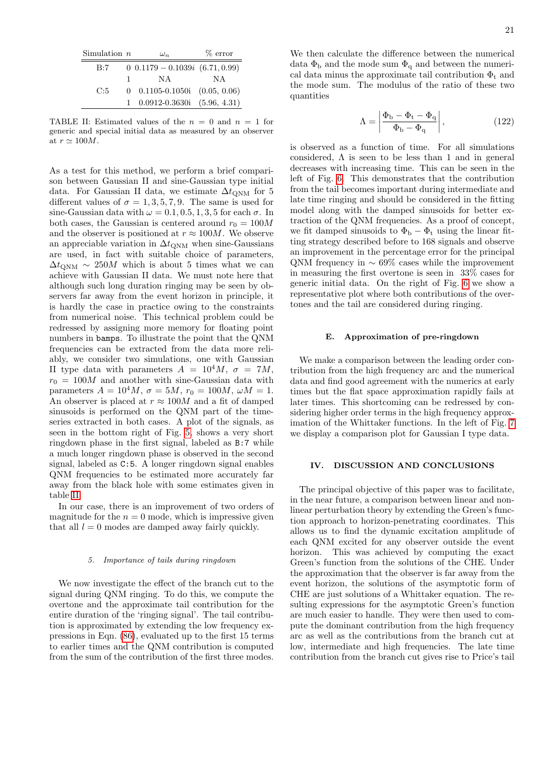| Simulation | $n$ | $\omega_n$ | % error |
|---|---|---|---|
| B:7 | 0 | $0.1179 - 0.1039i$ | (6.71, 0.99) |
| | 1 | NA | NA |
| C:5 | 0 | 0.1105-0.1050i | (0.05, 0.06) |
| | 1 | 0.0912-0.3630i | (5.96, 4.31) |

TABLE II: Estimated values of the $n = 0$ and $n = 1$ for generic and special initial data as measured by an observer at $r \simeq 100M$.

As a test for this method, we perform a brief comparison between Gaussian II and sine-Gaussian type initial data. For Gaussian II data, we estimate $\Delta t_{\rm QNM}$ for 5 different values of $\sigma = 1, 3, 5, 7, 9$. The same is used for sine-Gaussian data with $\omega = 0.1, 0.5, 1, 3, 5$ for each $\sigma$. In both cases, the Gaussian is centered around $r_0 = 100M$ and the observer is positioned at $r \approx 100M$. We observe an appreciable variation in $\Delta t_{\rm QNM}$ when sine-Gaussians are used, in fact with suitable choice of parameters, $\Delta t_{\rm QNM} \sim 250M$ which is about 5 times what we can achieve with Gaussian II data. We must note here that although such long duration ringing may be seen by observers far away from the event horizon in principle, it is hardly the case in practice owing to the constraints from numerical noise. This technical problem could be redressed by assigning more memory for floating point numbers in bamps. To illustrate the point that the QNM frequencies can be extracted from the data more reliably, we consider two simulations, one with Gaussian II type data with parameters $A = 10^4 M$, $\sigma = 7M$, $r_0 = 100M$ and another with sine-Gaussian data with parameters $A = 10^4 M$, $\sigma = 5M$, $r_0 = 100M$, $\omega M = 1$. An observer is placed at $r \approx 100M$ and a fit of damped sinusoids is performed on the QNM part of the time-series extracted in both cases. A plot of the signals, as seen in the bottom right of Fig. 5, shows a very short ringdown phase in the first signal, labeled as B:7 while a much longer ringdown phase is observed in the second signal, labeled as C:5. A longer ringdown signal enables QNM frequencies to be estimated more accurately far away from the black hole with some estimates given in table II.

In our case, there is an improvement of two orders of magnitude for the $n = 0$ mode, which is impressive given that all $l = 0$ modes are damped away fairly quickly.

#### 5. Importance of tails during ringdown

We now investigate the effect of the branch cut to the signal during QNM ringing. To do this, we compute the overtone and the approximate tail contribution for the entire duration of the 'ringing signal'. The tail contribution is approximated by extending the low frequency expressions in Eqn. (86), evaluated up to the first 15 terms to earlier times and the QNM contribution is computed from the sum of the contribution of the first three modes. We then calculate the difference between the numerical data $\Phi_{\rm b}$ and the mode sum $\Phi_{\rm q}$ and between the numerical data minus the approximate tail contribution $\Phi_{\rm t}$ and the mode sum. The modulus of the ratio of these two quantities

$$\Lambda = \left| \frac{\Phi_{\rm b} - \Phi_{\rm t} - \Phi_{\rm q}}{\Phi_{\rm b} - \Phi_{\rm q}} \right|, \tag{122}$$

is observed as a function of time. For all simulations considered, $\Lambda$ is seen to be less than 1 and in general decreases with increasing time. This can be seen in the left of Fig. 6. This demonstrates that the contribution from the tail becomes important during intermediate and late time ringing and should be considered in the fitting model along with the damped sinusoids for better extraction of the QNM frequencies. As a proof of concept, we fit damped sinusoids to $\Phi_{\rm b} - \Phi_{\rm t}$ using the linear fitting strategy described before to 168 signals and observe an improvement in the percentage error for the principal QNM frequency in $\sim 69\%$ cases while the improvement in measuring the first overtone is seen in 33% cases for generic initial data. On the right of Fig. 6 we show a representative plot where both contributions of the overtones and the tail are considered during ringing.

### E. Approximation of pre-ringdown

We make a comparison between the leading order contribution from the high frequency arc and the numerical data and find good agreement with the numerics at early times but the flat space approximation rapidly fails at later times. This shortcoming can be redressed by considering higher order terms in the high frequency approximation of the Whittaker functions. In the left of Fig. 7 we display a comparison plot for Gaussian I type data.

## IV. DISCUSSION AND CONCLUSIONS

The principal objective of this paper was to facilitate, in the near future, a comparison between linear and nonlinear perturbation theory by extending the Green's function approach to horizon-penetrating coordinates. This allows us to find the dynamic excitation amplitude of each QNM excited for any observer outside the event horizon. This was achieved by computing the exact Green's function from the solutions of the CHE. Under the approximation that the observer is far away from the event horizon, the solutions of the asymptotic form of CHE are just solutions of a Whittaker equation. The resulting expressions for the asymptotic Green's function are much easier to handle. They were then used to compute the dominant contribution from the high frequency arc as well as the contributions from the branch cut at low, intermediate and high frequencies. The late time contribution from the branch cut gives rise to Price's tail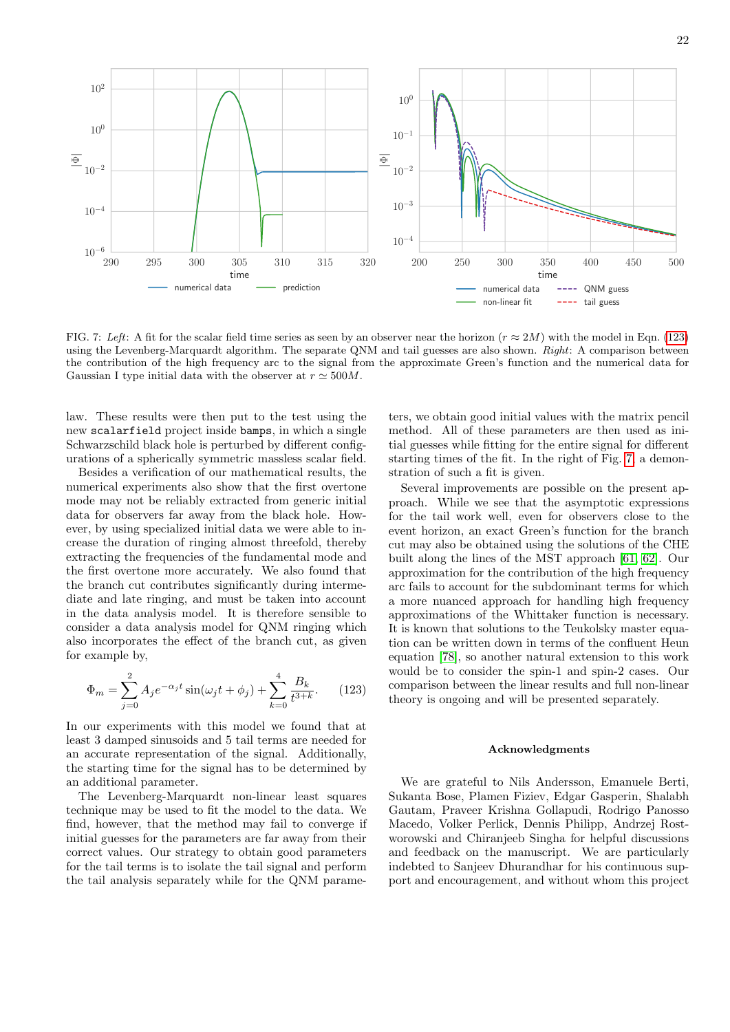FIG. 7: *Left*: A fit for the scalar field time series as seen by an observer near the horizon ($r \approx 2M$) with the model in Eqn. (123) using the Levenberg-Marquardt algorithm. The separate QNM and tail guesses are also shown. *Right*: A comparison between the contribution of the high frequency arc to the signal from the approximate Green's function and the numerical data for Gaussian I type initial data with the observer at $r \simeq 500M$.

law. These results were then put to the test using the new `scalarfield` project inside `bamps`, in which a single Schwarzschild black hole is perturbed by different configurations of a spherically symmetric massless scalar field.

Besides a verification of our mathematical results, the numerical experiments also show that the first overtone mode may not be reliably extracted from generic initial data for observers far away from the black hole. However, by using specialized initial data we were able to increase the duration of ringing almost threefold, thereby extracting the frequencies of the fundamental mode and the first overtone more accurately. We also found that the branch cut contributes significantly during intermediate and late ringing, and must be taken into account in the data analysis model. It is therefore sensible to consider a data analysis model for QNM ringing which also incorporates the effect of the branch cut, as given for example by,

$$\Phi_m = \sum_{j=0}^{2} A_j e^{-\alpha_j t} \sin(\omega_j t + \phi_j) + \sum_{k=0}^{4} \frac{B_k}{t^{3+k}}. \qquad (123)$$

In our experiments with this model we found that at least 3 damped sinusoids and 5 tail terms are needed for an accurate representation of the signal. Additionally, the starting time for the signal has to be determined by an additional parameter.

The Levenberg-Marquardt non-linear least squares technique may be used to fit the model to the data. We find, however, that the method may fail to converge if initial guesses for the parameters are far away from their correct values. Our strategy to obtain good parameters for the tail terms is to isolate the tail signal and perform the tail analysis separately while for the QNM parameters, we obtain good initial values with the matrix pencil method. All of these parameters are then used as initial guesses while fitting for the entire signal for different starting times of the fit. In the right of Fig. 7 a demonstration of such a fit is given.

Several improvements are possible on the present approach. While we see that the asymptotic expressions for the tail work well, even for observers close to the event horizon, an exact Green's function for the branch cut may also be obtained using the solutions of the CHE built along the lines of the MST approach [61, 62]. Our approximation for the contribution of the high frequency arc fails to account for the subdominant terms for which a more nuanced approach for handling high frequency approximations of the Whittaker function is necessary. It is known that solutions to the Teukolsky master equation can be written down in terms of the confluent Heun equation [78], so another natural extension to this work would be to consider the spin-1 and spin-2 cases. Our comparison between the linear results and full non-linear theory is ongoing and will be presented separately.

### Acknowledgments

We are grateful to Nils Andersson, Emanuele Berti, Sukanta Bose, Plamen Fiziev, Edgar Gasperin, Shalabh Gautam, Praveer Krishna Gollapudi, Rodrigo Panosso Macedo, Volker Perlick, Dennis Philipp, Andrzej Rostworowski and Chiranjeeb Singha for helpful discussions and feedback on the manuscript. We are particularly indebted to Sanjeev Dhurandhar for his continuous support and encouragement, and without whom this project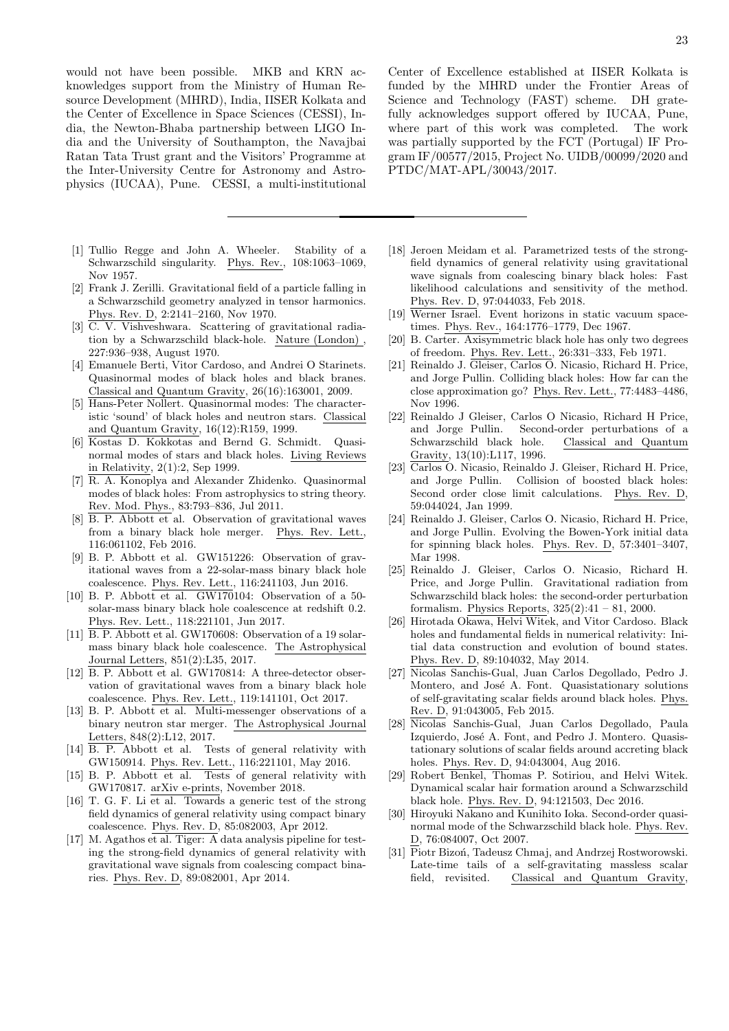would not have been possible. MKB and KRN acknowledges support from the Ministry of Human Resource Development (MHRD), India, IISER Kolkata and the Center of Excellence in Space Sciences (CESSI), India, the Newton-Bhaba partnership between LIGO India and the University of Southampton, the Navajbai Ratan Tata Trust grant and the Visitors' Programme at the Inter-University Centre for Astronomy and Astrophysics (IUCAA), Pune. CESSI, a multi-institutional Center of Excellence established at IISER Kolkata is funded by the MHRD under the Frontier Areas of Science and Technology (FAST) scheme. DH gratefully acknowledges support offered by IUCAA, Pune, where part of this work was completed. The work was partially supported by the FCT (Portugal) IF Program IF/00577/2015, Project No. UIDB/00099/2020 and PTDC/MAT-APL/30043/2017.

---

[1] Tullio Regge and John A. Wheeler. Stability of a Schwarzschild singularity. Phys. Rev., 108:1063–1069, Nov 1957.

[2] Frank J. Zerilli. Gravitational field of a particle falling in a Schwarzschild geometry analyzed in tensor harmonics. Phys. Rev. D, 2:2141–2160, Nov 1970.

[3] C. V. Vishveshwara. Scattering of gravitational radiation by a Schwarzschild black-hole. Nature (London) , 227:936–938, August 1970.

[4] Emanuele Berti, Vitor Cardoso, and Andrei O Starinets. Quasinormal modes of black holes and black branes. Classical and Quantum Gravity, 26(16):163001, 2009.

[5] Hans-Peter Nollert. Quasinormal modes: The characteristic 'sound' of black holes and neutron stars. Classical and Quantum Gravity, 16(12):R159, 1999.

[6] Kostas D. Kokkotas and Bernd G. Schmidt. Quasinormal modes of stars and black holes. Living Reviews in Relativity, 2(1):2, Sep 1999.

[7] R. A. Konoplya and Alexander Zhidenko. Quasinormal modes of black holes: From astrophysics to string theory. Rev. Mod. Phys., 83:793–836, Jul 2011.

[8] B. P. Abbott et al. Observation of gravitational waves from a binary black hole merger. Phys. Rev. Lett., 116:061102, Feb 2016.

[9] B. P. Abbott et al. GW151226: Observation of gravitational waves from a 22-solar-mass binary black hole coalescence. Phys. Rev. Lett., 116:241103, Jun 2016.

[10] B. P. Abbott et al. GW170104: Observation of a 50-solar-mass binary black hole coalescence at redshift 0.2. Phys. Rev. Lett., 118:221101, Jun 2017.

[11] B. P. Abbott et al. GW170608: Observation of a 19 solar-mass binary black hole coalescence. The Astrophysical Journal Letters, 851(2):L35, 2017.

[12] B. P. Abbott et al. GW170814: A three-detector observation of gravitational waves from a binary black hole coalescence. Phys. Rev. Lett., 119:141101, Oct 2017.

[13] B. P. Abbott et al. Multi-messenger observations of a binary neutron star merger. The Astrophysical Journal Letters, 848(2):L12, 2017.

[14] B. P. Abbott et al. Tests of general relativity with GW150914. Phys. Rev. Lett., 116:221101, May 2016.

[15] B. P. Abbott et al. Tests of general relativity with GW170817. arXiv e-prints, November 2018.

[16] T. G. F. Li et al. Towards a generic test of the strong field dynamics of general relativity using compact binary coalescence. Phys. Rev. D, 85:082003, Apr 2012.

[17] M. Agathos et al. Tiger: A data analysis pipeline for testing the strong-field dynamics of general relativity with gravitational wave signals from coalescing compact binaries. Phys. Rev. D, 89:082001, Apr 2014.

[18] Jeroen Meidam et al. Parametrized tests of the strong-field dynamics of general relativity using gravitational wave signals from coalescing binary black holes: Fast likelihood calculations and sensitivity of the method. Phys. Rev. D, 97:044033, Feb 2018.

[19] Werner Israel. Event horizons in static vacuum spacetimes. Phys. Rev., 164:1776–1779, Dec 1967.

[20] B. Carter. Axisymmetric black hole has only two degrees of freedom. Phys. Rev. Lett., 26:331–333, Feb 1971.

[21] Reinaldo J. Gleiser, Carlos O. Nicasio, Richard H. Price, and Jorge Pullin. Colliding black holes: How far can the close approximation go? Phys. Rev. Lett., 77:4483–4486, Nov 1996.

[22] Reinaldo J Gleiser, Carlos O Nicasio, Richard H Price, and Jorge Pullin. Second-order perturbations of a Schwarzschild black hole. Classical and Quantum Gravity, 13(10):L117, 1996.

[23] Carlos O. Nicasio, Reinaldo J. Gleiser, Richard H. Price, and Jorge Pullin. Collision of boosted black holes: Second order close limit calculations. Phys. Rev. D, 59:044024, Jan 1999.

[24] Reinaldo J. Gleiser, Carlos O. Nicasio, Richard H. Price, and Jorge Pullin. Evolving the Bowen-York initial data for spinning black holes. Phys. Rev. D, 57:3401–3407, Mar 1998.

[25] Reinaldo J. Gleiser, Carlos O. Nicasio, Richard H. Price, and Jorge Pullin. Gravitational radiation from Schwarzschild black holes: the second-order perturbation formalism. Physics Reports, 325(2):41 – 81, 2000.

[26] Hirotada Okawa, Helvi Witek, and Vitor Cardoso. Black holes and fundamental fields in numerical relativity: Initial data construction and evolution of bound states. Phys. Rev. D, 89:104032, May 2014.

[27] Nicolas Sanchis-Gual, Juan Carlos Degollado, Pedro J. Montero, and José A. Font. Quasistationary solutions of self-gravitating scalar fields around black holes. Phys. Rev. D, 91:043005, Feb 2015.

[28] Nicolas Sanchis-Gual, Juan Carlos Degollado, Paula Izquierdo, José A. Font, and Pedro J. Montero. Quasistationary solutions of scalar fields around accreting black holes. Phys. Rev. D, 94:043004, Aug 2016.

[29] Robert Benkel, Thomas P. Sotiriou, and Helvi Witek. Dynamical scalar hair formation around a Schwarzschild black hole. Phys. Rev. D, 94:121503, Dec 2016.

[30] Hiroyuki Nakano and Kunihito Ioka. Second-order quasinormal mode of the Schwarzschild black hole. Phys. Rev. D, 76:084007, Oct 2007.

[31] Piotr Bizoń, Tadeusz Chmaj, and Andrzej Rostworowski. Late-time tails of a self-gravitating massless scalar field, revisited. Classical and Quantum Gravity,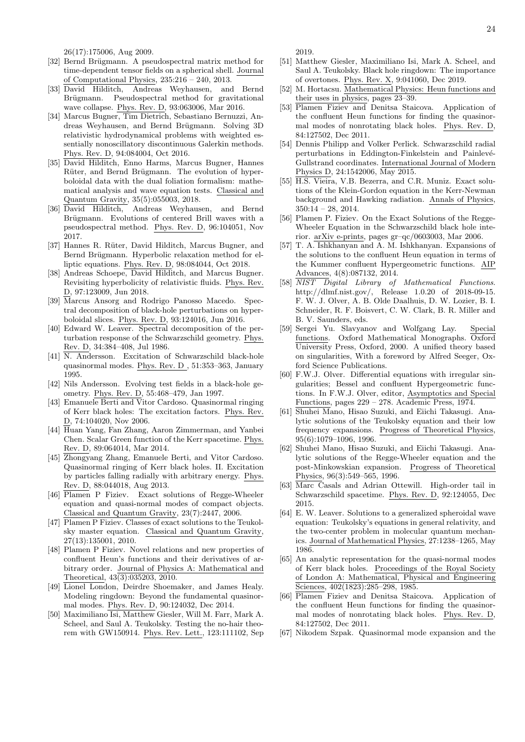26(17):175006, Aug 2009.

- [32] Bernd Brügmann. A pseudospectral matrix method for time-dependent tensor fields on a spherical shell. Journal of Computational Physics, 235:216 – 240, 2013.
- [33] David Hilditch, Andreas Weyhausen, and Bernd Brügmann. Pseudospectral method for gravitational wave collapse. Phys. Rev. D, 93:063006, Mar 2016.
- [34] Marcus Bugner, Tim Dietrich, Sebastiano Bernuzzi, Andreas Weyhausen, and Bernd Brügmann. Solving 3D relativistic hydrodynamical problems with weighted essentially nonoscillatory discontinuous Galerkin methods. Phys. Rev. D, 94:084004, Oct 2016.
- [35] David Hilditch, Enno Harms, Marcus Bugner, Hannes Rüter, and Bernd Brügmann. The evolution of hyperboloidal data with the dual foliation formalism: mathematical analysis and wave equation tests. Classical and Quantum Gravity, 35(5):055003, 2018.
- [36] David Hilditch, Andreas Weyhausen, and Bernd Brügmann. Evolutions of centered Brill waves with a pseudospectral method. Phys. Rev. D, 96:104051, Nov 2017.
- [37] Hannes R. Rüter, David Hilditch, Marcus Bugner, and Bernd Brügmann. Hyperbolic relaxation method for elliptic equations. Phys. Rev. D, 98:084044, Oct 2018.
- [38] Andreas Schoepe, David Hilditch, and Marcus Bugner. Revisiting hyperbolicity of relativistic fluids. Phys. Rev. D, 97:123009, Jun 2018.
- [39] Marcus Ansorg and Rodrigo Panosso Macedo. Spectral decomposition of black-hole perturbations on hyperboloidal slices. Phys. Rev. D, 93:124016, Jun 2016.
- [40] Edward W. Leaver. Spectral decomposition of the perturbation response of the Schwarzschild geometry. Phys. Rev. D, 34:384–408, Jul 1986.
- [41] N. Andersson. Excitation of Schwarzschild black-hole quasinormal modes. Phys. Rev. D , 51:353–363, January 1995.
- [42] Nils Andersson. Evolving test fields in a black-hole geometry. Phys. Rev. D, 55:468–479, Jan 1997.
- [43] Emanuele Berti and Vitor Cardoso. Quasinormal ringing of Kerr black holes: The excitation factors. Phys. Rev. D, 74:104020, Nov 2006.
- [44] Huan Yang, Fan Zhang, Aaron Zimmerman, and Yanbei Chen. Scalar Green function of the Kerr spacetime. Phys. Rev. D, 89:064014, Mar 2014.
- [45] Zhongyang Zhang, Emanuele Berti, and Vitor Cardoso. Quasinormal ringing of Kerr black holes. II. Excitation by particles falling radially with arbitrary energy. Phys. Rev. D, 88:044018, Aug 2013.
- [46] Plamen P Fiziev. Exact solutions of Regge-Wheeler equation and quasi-normal modes of compact objects. Classical and Quantum Gravity, 23(7):2447, 2006.
- [47] Plamen P Fiziev. Classes of exact solutions to the Teukolsky master equation. Classical and Quantum Gravity, 27(13):135001, 2010.
- [48] Plamen P Fiziev. Novel relations and new properties of confluent Heun's functions and their derivatives of arbitrary order. Journal of Physics A: Mathematical and Theoretical, 43(3):035203, 2010.
- [49] Lionel London, Deirdre Shoemaker, and James Healy. Modeling ringdown: Beyond the fundamental quasinormal modes. Phys. Rev. D, 90:124032, Dec 2014.
- [50] Maximiliano Isi, Matthew Giesler, Will M. Farr, Mark A. Scheel, and Saul A. Teukolsky. Testing the no-hair theorem with GW150914. Phys. Rev. Lett., 123:111102, Sep 2019.
- [51] Matthew Giesler, Maximiliano Isi, Mark A. Scheel, and Saul A. Teukolsky. Black hole ringdown: The importance of overtones. Phys. Rev. X, 9:041060, Dec 2019.
- [52] M. Hortacsu. Mathematical Physics: Heun functions and their uses in physics, pages 23–39.
- [53] Plamen Fiziev and Denitsa Staicova. Application of the confluent Heun functions for finding the quasinormal modes of nonrotating black holes. Phys. Rev. D, 84:127502, Dec 2011.
- [54] Dennis Philipp and Volker Perlick. Schwarzschild radial perturbations in Eddington-Finkelstein and Painlevé-Gullstrand coordinates. International Journal of Modern Physics D, 24:1542006, May 2015.
- [55] H.S. Vieira, V.B. Bezerra, and C.R. Muniz. Exact solutions of the Klein-Gordon equation in the Kerr-Newman background and Hawking radiation. Annals of Physics, 350:14 – 28, 2014.
- [56] Plamen P. Fiziev. On the Exact Solutions of the Regge-Wheeler Equation in the Schwarzschild black hole interior. arXiv e-prints, pages gr–qc/0603003, Mar 2006.
- [57] T. A. Ishkhanyan and A. M. Ishkhanyan. Expansions of the solutions to the confluent Heun equation in terms of the Kummer confluent Hypergeometric functions. AIP Advances, 4(8):087132, 2014.
- [58] *NIST Digital Library of Mathematical Functions*. http://dlmf.nist.gov/, Release 1.0.20 of 2018-09-15. F. W. J. Olver, A. B. Olde Daalhuis, D. W. Lozier, B. I. Schneider, R. F. Boisvert, C. W. Clark, B. R. Miller and B. V. Saunders, eds.
- [59] Sergei Yu. Slavyanov and Wolfgang Lay. Special functions. Oxford Mathematical Monographs. Oxford University Press, Oxford, 2000. A unified theory based on singularities, With a foreword by Alfred Seeger, Oxford Science Publications.
- [60] F.W.J. Olver. Differential equations with irregular singularities; Bessel and confluent Hypergeometric functions. In F.W.J. Olver, editor, Asymptotics and Special Functions, pages 229 – 278. Academic Press, 1974.
- [61] Shuhei Mano, Hisao Suzuki, and Eiichi Takasugi. Analytic solutions of the Teukolsky equation and their low frequency expansions. Progress of Theoretical Physics, 95(6):1079–1096, 1996.
- [62] Shuhei Mano, Hisao Suzuki, and Eiichi Takasugi. Analytic solutions of the Regge-Wheeler equation and the post-Minkowskian expansion. Progress of Theoretical Physics, 96(3):549–565, 1996.
- [63] Marc Casals and Adrian Ottewill. High-order tail in Schwarzschild spacetime. Phys. Rev. D, 92:124055, Dec 2015.
- [64] E. W. Leaver. Solutions to a generalized spheroidal wave equation: Teukolsky's equations in general relativity, and the two-center problem in molecular quantum mechanics. Journal of Mathematical Physics, 27:1238–1265, May 1986.
- [65] An analytic representation for the quasi-normal modes of Kerr black holes. Proceedings of the Royal Society of London A: Mathematical, Physical and Engineering Sciences, 402(1823):285–298, 1985.
- [66] Plamen Fiziev and Denitsa Staicova. Application of the confluent Heun functions for finding the quasinormal modes of nonrotating black holes. Phys. Rev. D, 84:127502, Dec 2011.
- [67] Nikodem Szpak. Quasinormal mode expansion and the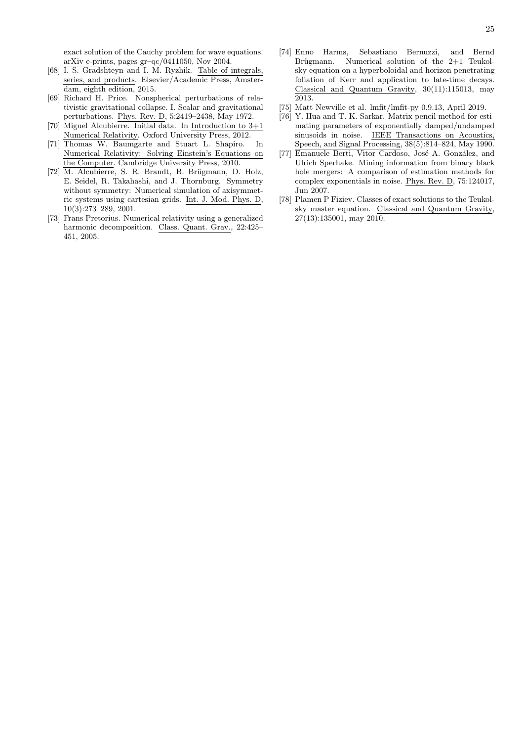exact solution of the Cauchy problem for wave equations. arXiv e-prints, pages gr–qc/0411050, Nov 2004.

[68] I. S. Gradshteyn and I. M. Ryzhik. Table of integrals, series, and products. Elsevier/Academic Press, Amsterdam, eighth edition, 2015.

[69] Richard H. Price. Nonspherical perturbations of relativistic gravitational collapse. I. Scalar and gravitational perturbations. Phys. Rev. D, 5:2419–2438, May 1972.

[70] Miguel Alcubierre. Initial data. In Introduction to 3+1 Numerical Relativity. Oxford University Press, 2012.

[71] Thomas W. Baumgarte and Stuart L. Shapiro. In Numerical Relativity: Solving Einstein's Equations on the Computer. Cambridge University Press, 2010.

[72] M. Alcubierre, S. R. Brandt, B. Brügmann, D. Holz, E. Seidel, R. Takahashi, and J. Thornburg. Symmetry without symmetry: Numerical simulation of axisymmetric systems using cartesian grids. Int. J. Mod. Phys. D, 10(3):273–289, 2001.

[73] Frans Pretorius. Numerical relativity using a generalized harmonic decomposition. Class. Quant. Grav., 22:425–451, 2005.

[74] Enno Harms, Sebastiano Bernuzzi, and Bernd Brügmann. Numerical solution of the 2+1 Teukolsky equation on a hyperboloidal and horizon penetrating foliation of Kerr and application to late-time decays. Classical and Quantum Gravity, 30(11):115013, may 2013.

[75] Matt Newville et al. lmfit/lmfit-py 0.9.13, April 2019.

[76] Y. Hua and T. K. Sarkar. Matrix pencil method for estimating parameters of exponentially damped/undamped sinusoids in noise. IEEE Transactions on Acoustics, Speech, and Signal Processing, 38(5):814–824, May 1990.

[77] Emanuele Berti, Vitor Cardoso, José A. González, and Ulrich Sperhake. Mining information from binary black hole mergers: A comparison of estimation methods for complex exponentials in noise. Phys. Rev. D, 75:124017, Jun 2007.

[78] Plamen P Fiziev. Classes of exact solutions to the Teukolsky master equation. Classical and Quantum Gravity, 27(13):135001, may 2010.